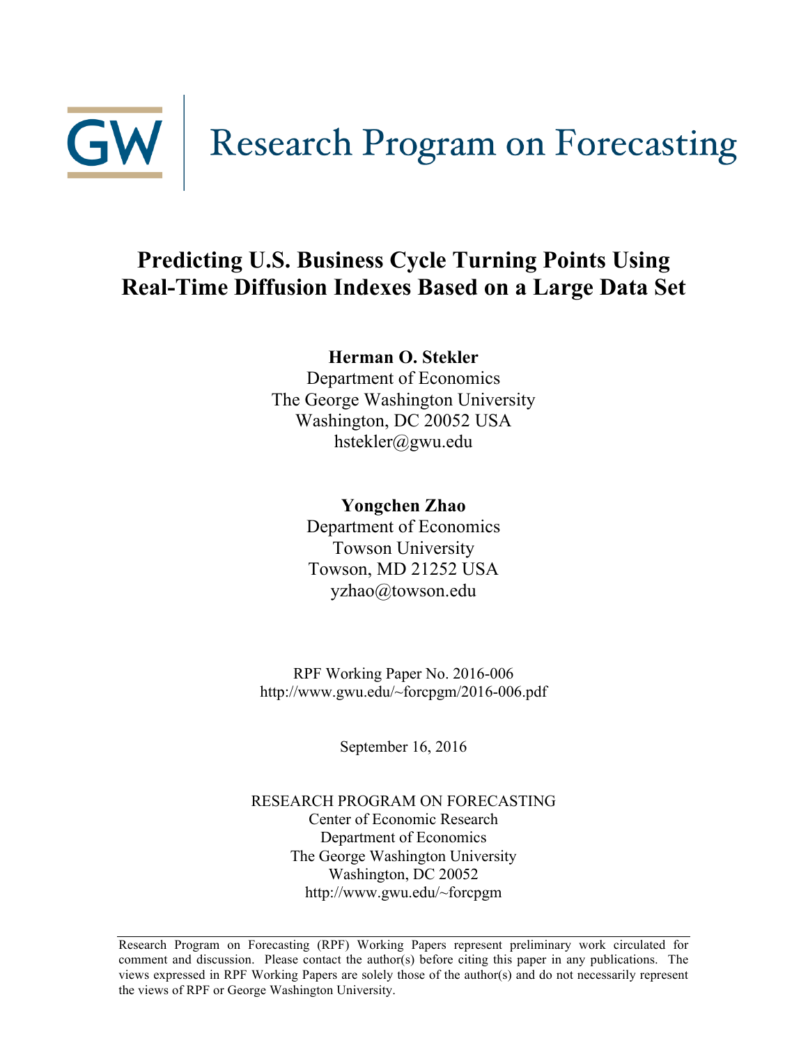GW | Research Program on Forecasting

# Predicting U.S. Business Cycle Turning Points Using Real-Time Diffusion Indexes Based on a Large Data Set

**Herman O. Stekler**
Department of Economics
The George Washington University
Washington, DC 20052 USA
hstekler@gwu.edu

**Yongchen Zhao**
Department of Economics
Towson University
Towson, MD 21252 USA
yzhao@towson.edu

RPF Working Paper No. 2016-006
http://www.gwu.edu/~forcpgm/2016-006.pdf

September 16, 2016

RESEARCH PROGRAM ON FORECASTING
Center of Economic Research
Department of Economics
The George Washington University
Washington, DC 20052
http://www.gwu.edu/~forcpgm

Research Program on Forecasting (RPF) Working Papers represent preliminary work circulated for comment and discussion. Please contact the author(s) before citing this paper in any publications. The views expressed in RPF Working Papers are solely those of the author(s) and do not necessarily represent the views of RPF or George Washington University.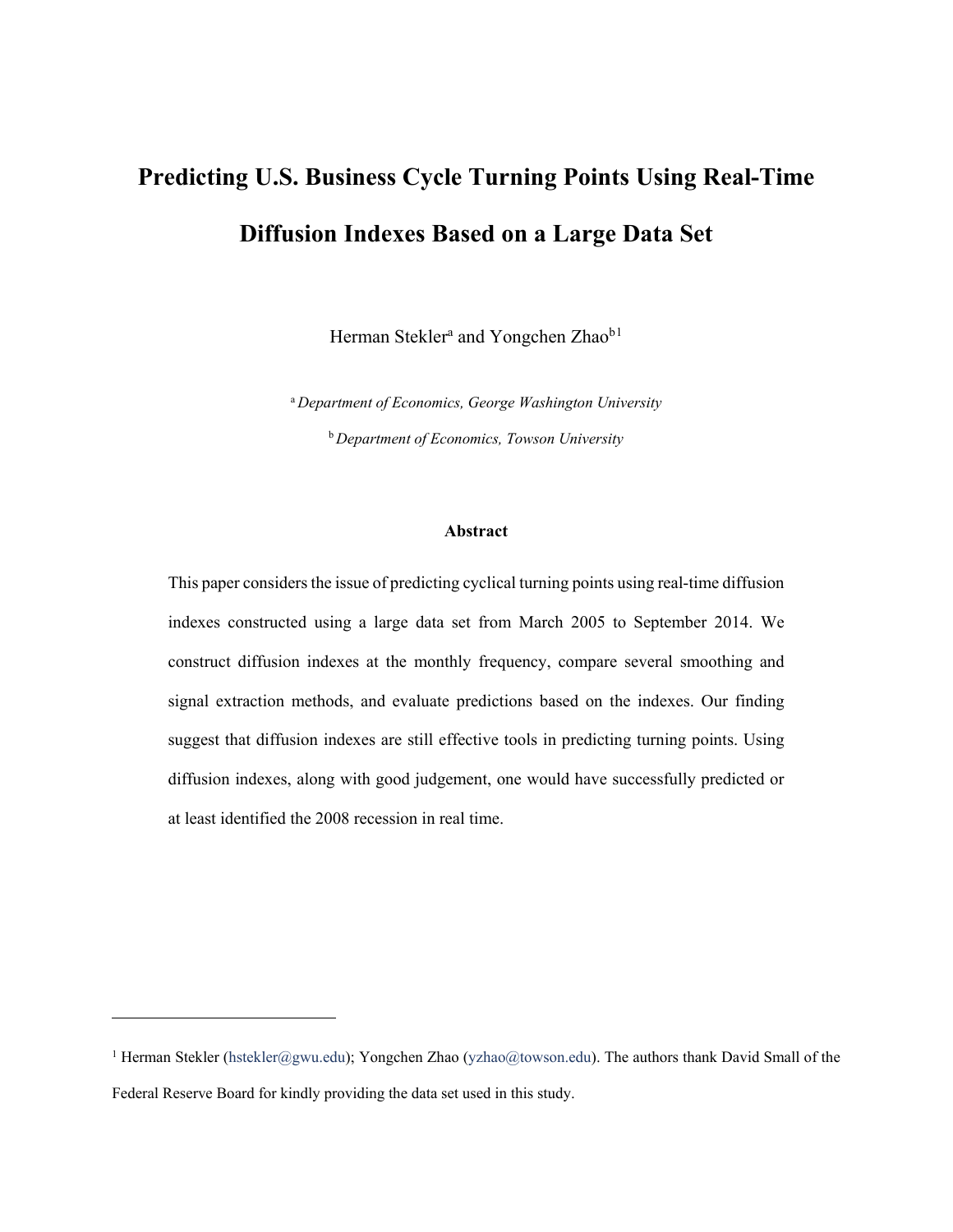# Predicting U.S. Business Cycle Turning Points Using Real-Time Diffusion Indexes Based on a Large Data Set

Herman Stekler[a] and Yongchen Zhao[b1]

[a] *Department of Economics, George Washington University*

[b] *Department of Economics, Towson University*

### Abstract

This paper considers the issue of predicting cyclical turning points using real-time diffusion indexes constructed using a large data set from March 2005 to September 2014. We construct diffusion indexes at the monthly frequency, compare several smoothing and signal extraction methods, and evaluate predictions based on the indexes. Our finding suggest that diffusion indexes are still effective tools in predicting turning points. Using diffusion indexes, along with good judgement, one would have successfully predicted or at least identified the 2008 recession in real time.

---

[1] Herman Stekler (hstekler@gwu.edu); Yongchen Zhao (yzhao@towson.edu). The authors thank David Small of the Federal Reserve Board for kindly providing the data set used in this study.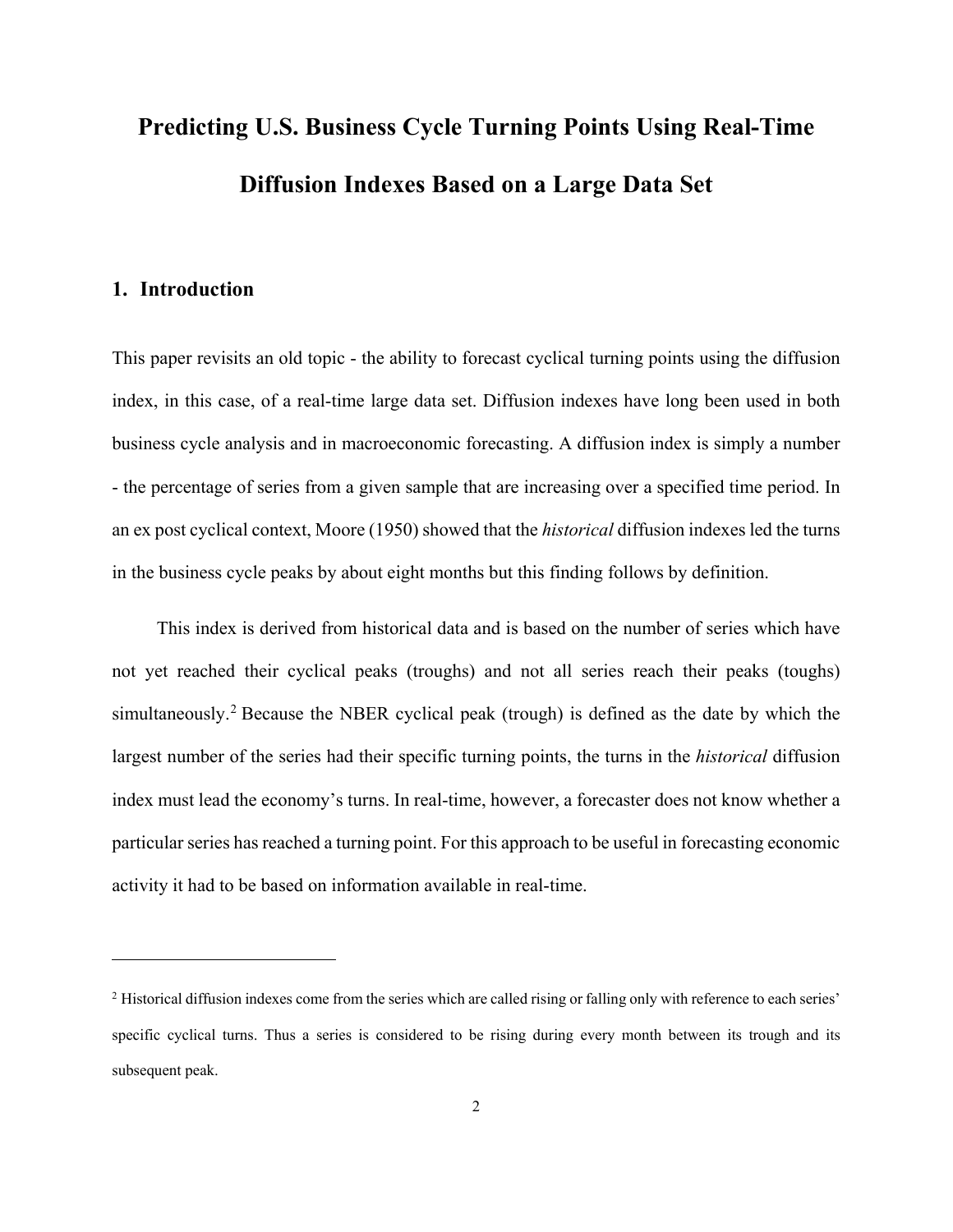# Predicting U.S. Business Cycle Turning Points Using Real-Time Diffusion Indexes Based on a Large Data Set

## 1. Introduction

This paper revisits an old topic - the ability to forecast cyclical turning points using the diffusion index, in this case, of a real-time large data set. Diffusion indexes have long been used in both business cycle analysis and in macroeconomic forecasting. A diffusion index is simply a number - the percentage of series from a given sample that are increasing over a specified time period. In an ex post cyclical context, Moore (1950) showed that the *historical* diffusion indexes led the turns in the business cycle peaks by about eight months but this finding follows by definition.

This index is derived from historical data and is based on the number of series which have not yet reached their cyclical peaks (troughs) and not all series reach their peaks (toughs) simultaneously.[2] Because the NBER cyclical peak (trough) is defined as the date by which the largest number of the series had their specific turning points, the turns in the *historical* diffusion index must lead the economy's turns. In real-time, however, a forecaster does not know whether a particular series has reached a turning point. For this approach to be useful in forecasting economic activity it had to be based on information available in real-time.

[2] Historical diffusion indexes come from the series which are called rising or falling only with reference to each series' specific cyclical turns. Thus a series is considered to be rising during every month between its trough and its subsequent peak.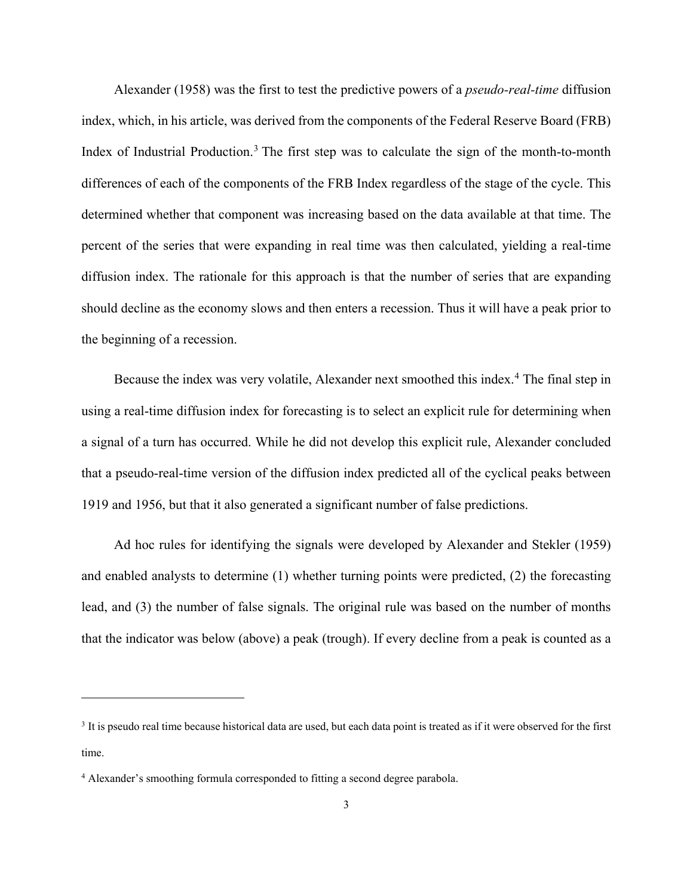Alexander (1958) was the first to test the predictive powers of a *pseudo-real-time* diffusion index, which, in his article, was derived from the components of the Federal Reserve Board (FRB) Index of Industrial Production.[3] The first step was to calculate the sign of the month-to-month differences of each of the components of the FRB Index regardless of the stage of the cycle. This determined whether that component was increasing based on the data available at that time. The percent of the series that were expanding in real time was then calculated, yielding a real-time diffusion index. The rationale for this approach is that the number of series that are expanding should decline as the economy slows and then enters a recession. Thus it will have a peak prior to the beginning of a recession.

Because the index was very volatile, Alexander next smoothed this index.[4] The final step in using a real-time diffusion index for forecasting is to select an explicit rule for determining when a signal of a turn has occurred. While he did not develop this explicit rule, Alexander concluded that a pseudo-real-time version of the diffusion index predicted all of the cyclical peaks between 1919 and 1956, but that it also generated a significant number of false predictions.

Ad hoc rules for identifying the signals were developed by Alexander and Stekler (1959) and enabled analysts to determine (1) whether turning points were predicted, (2) the forecasting lead, and (3) the number of false signals. The original rule was based on the number of months that the indicator was below (above) a peak (trough). If every decline from a peak is counted as a

---

[3] It is pseudo real time because historical data are used, but each data point is treated as if it were observed for the first time.

[4] Alexander's smoothing formula corresponded to fitting a second degree parabola.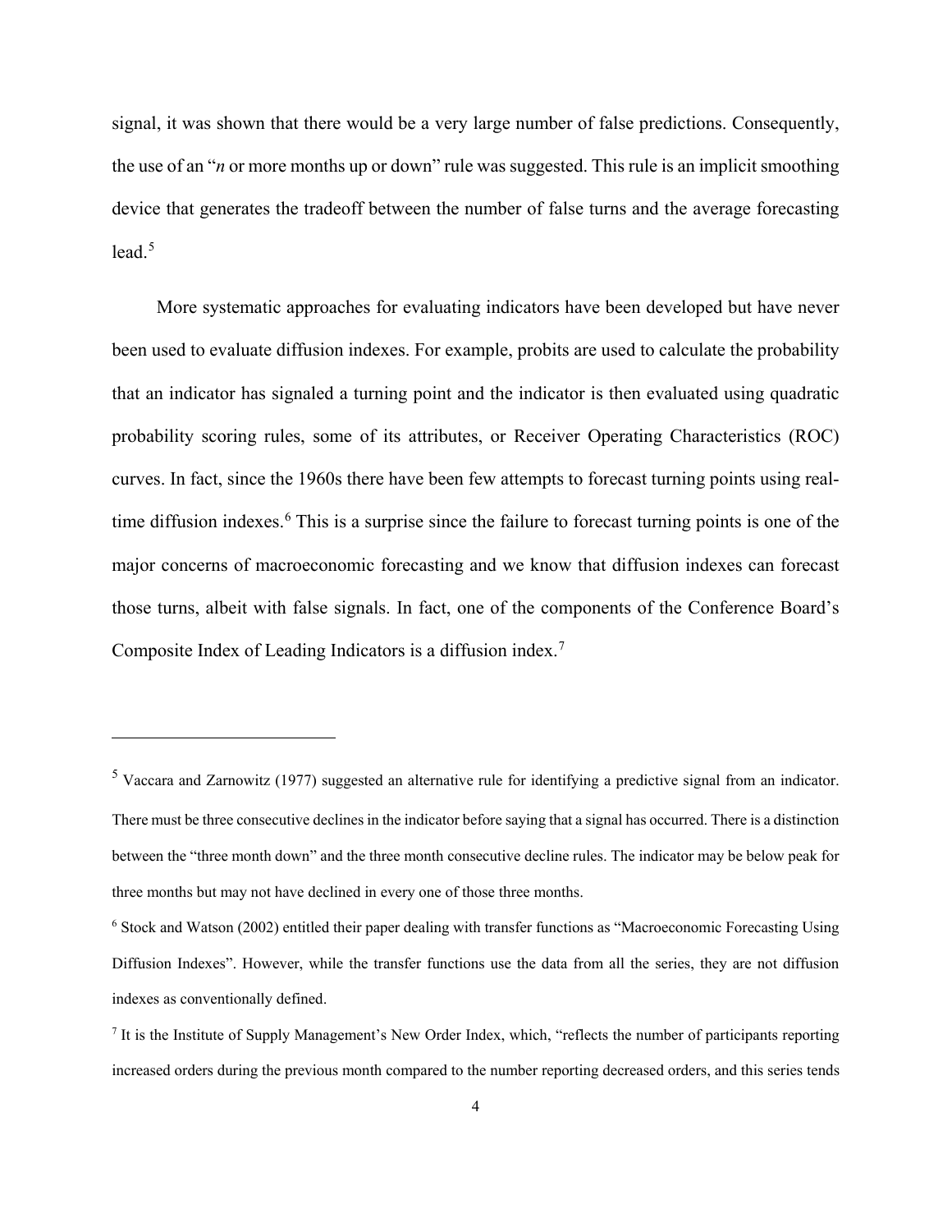signal, it was shown that there would be a very large number of false predictions. Consequently, the use of an "*n* or more months up or down" rule was suggested. This rule is an implicit smoothing device that generates the tradeoff between the number of false turns and the average forecasting lead.[5]

More systematic approaches for evaluating indicators have been developed but have never been used to evaluate diffusion indexes. For example, probits are used to calculate the probability that an indicator has signaled a turning point and the indicator is then evaluated using quadratic probability scoring rules, some of its attributes, or Receiver Operating Characteristics (ROC) curves. In fact, since the 1960s there have been few attempts to forecast turning points using real-time diffusion indexes.[6] This is a surprise since the failure to forecast turning points is one of the major concerns of macroeconomic forecasting and we know that diffusion indexes can forecast those turns, albeit with false signals. In fact, one of the components of the Conference Board's Composite Index of Leading Indicators is a diffusion index.[7]

---

[5] Vaccara and Zarnowitz (1977) suggested an alternative rule for identifying a predictive signal from an indicator. There must be three consecutive declines in the indicator before saying that a signal has occurred. There is a distinction between the "three month down" and the three month consecutive decline rules. The indicator may be below peak for three months but may not have declined in every one of those three months.

[6] Stock and Watson (2002) entitled their paper dealing with transfer functions as "Macroeconomic Forecasting Using Diffusion Indexes". However, while the transfer functions use the data from all the series, they are not diffusion indexes as conventionally defined.

[7] It is the Institute of Supply Management's New Order Index, which, "reflects the number of participants reporting increased orders during the previous month compared to the number reporting decreased orders, and this series tends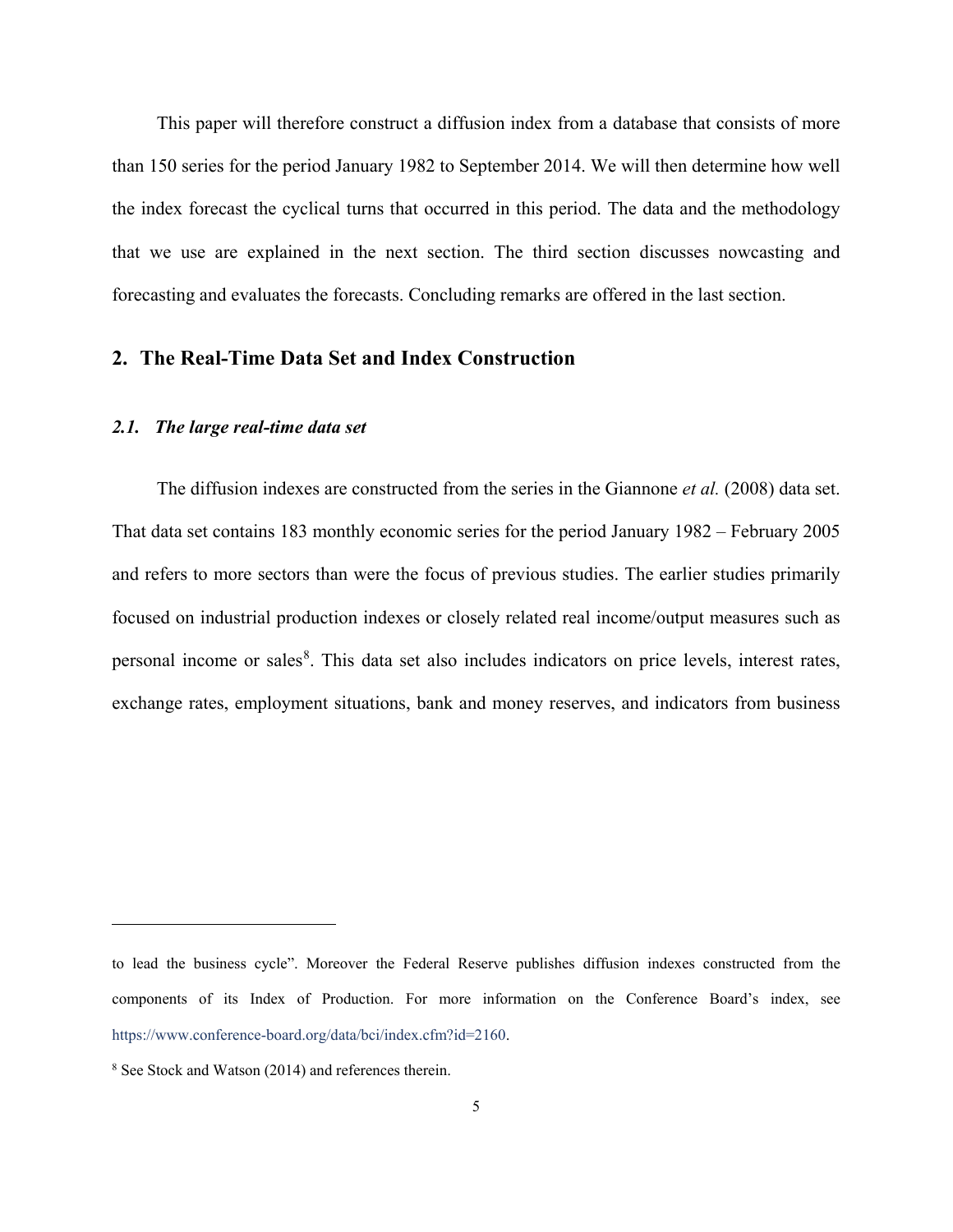This paper will therefore construct a diffusion index from a database that consists of more than 150 series for the period January 1982 to September 2014. We will then determine how well the index forecast the cyclical turns that occurred in this period. The data and the methodology that we use are explained in the next section. The third section discusses nowcasting and forecasting and evaluates the forecasts. Concluding remarks are offered in the last section.

## 2. The Real-Time Data Set and Index Construction

### *2.1. The large real-time data set*

The diffusion indexes are constructed from the series in the Giannone *et al.* (2008) data set. That data set contains 183 monthly economic series for the period January 1982 – February 2005 and refers to more sectors than were the focus of previous studies. The earlier studies primarily focused on industrial production indexes or closely related real income/output measures such as personal income or sales[8]. This data set also includes indicators on price levels, interest rates, exchange rates, employment situations, bank and money reserves, and indicators from business

---

to lead the business cycle". Moreover the Federal Reserve publishes diffusion indexes constructed from the components of its Index of Production. For more information on the Conference Board's index, see https://www.conference-board.org/data/bci/index.cfm?id=2160.

[8] See Stock and Watson (2014) and references therein.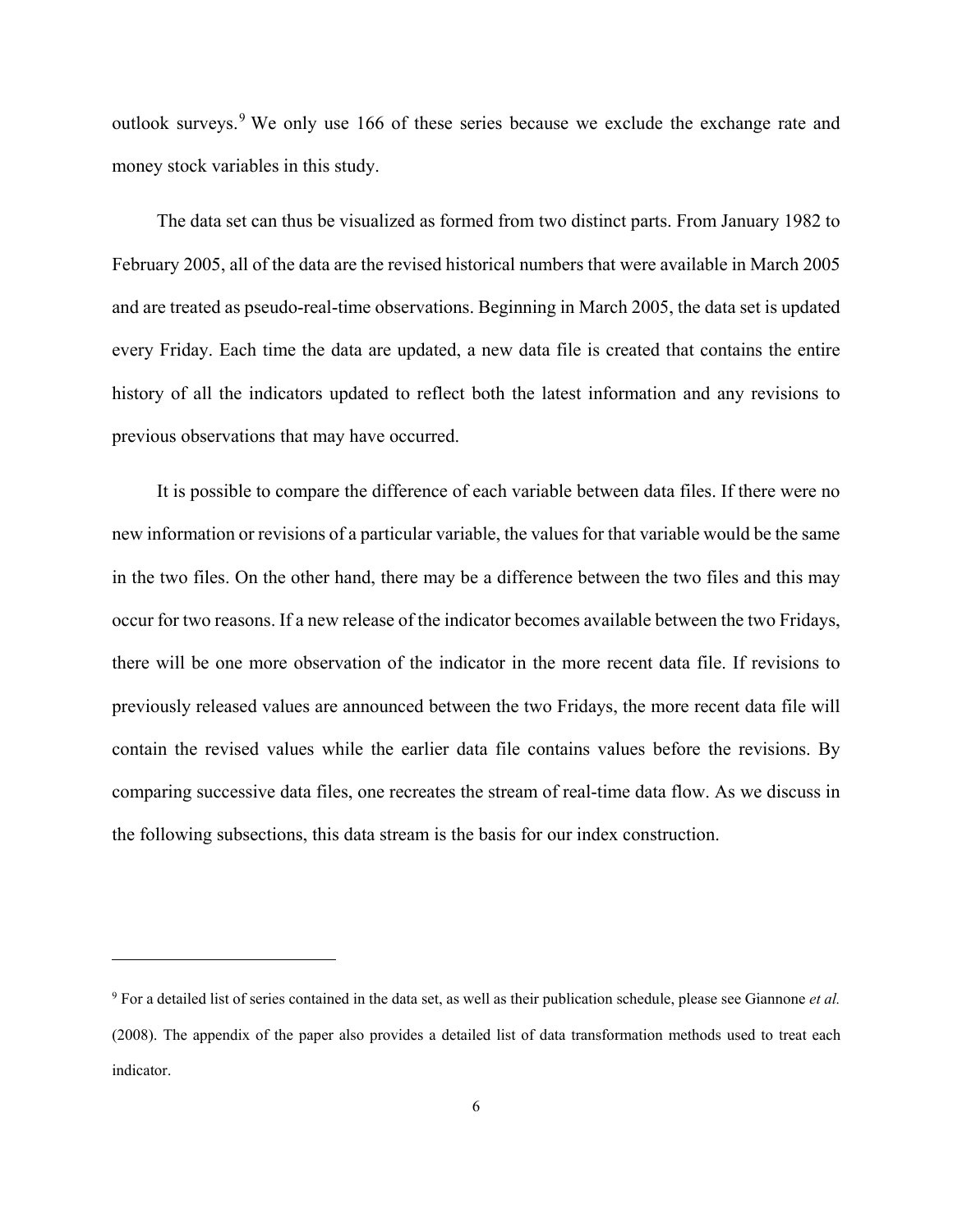outlook surveys.[9] We only use 166 of these series because we exclude the exchange rate and money stock variables in this study.

The data set can thus be visualized as formed from two distinct parts. From January 1982 to February 2005, all of the data are the revised historical numbers that were available in March 2005 and are treated as pseudo-real-time observations. Beginning in March 2005, the data set is updated every Friday. Each time the data are updated, a new data file is created that contains the entire history of all the indicators updated to reflect both the latest information and any revisions to previous observations that may have occurred.

It is possible to compare the difference of each variable between data files. If there were no new information or revisions of a particular variable, the values for that variable would be the same in the two files. On the other hand, there may be a difference between the two files and this may occur for two reasons. If a new release of the indicator becomes available between the two Fridays, there will be one more observation of the indicator in the more recent data file. If revisions to previously released values are announced between the two Fridays, the more recent data file will contain the revised values while the earlier data file contains values before the revisions. By comparing successive data files, one recreates the stream of real-time data flow. As we discuss in the following subsections, this data stream is the basis for our index construction.

---

[9] For a detailed list of series contained in the data set, as well as their publication schedule, please see Giannone *et al.* (2008). The appendix of the paper also provides a detailed list of data transformation methods used to treat each indicator.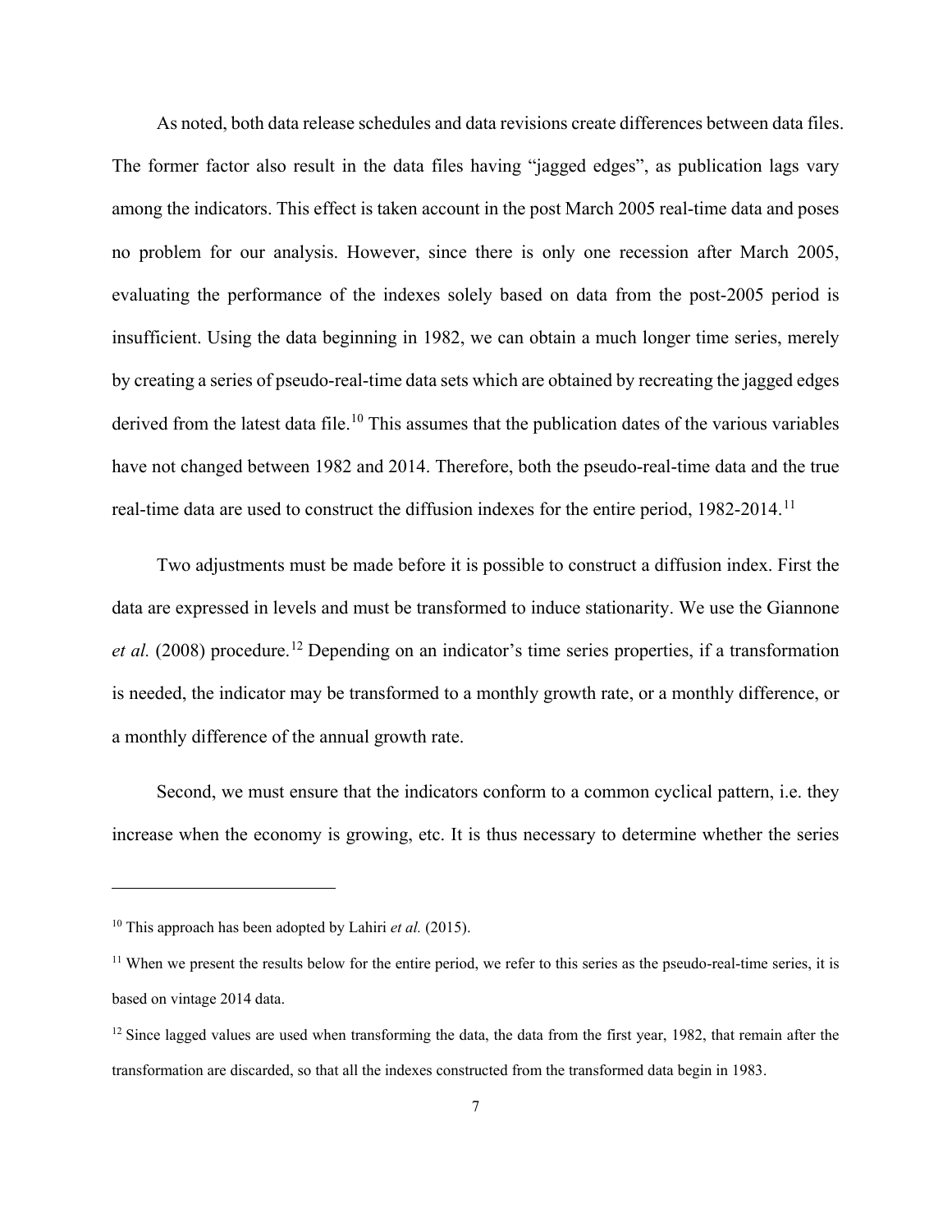As noted, both data release schedules and data revisions create differences between data files. The former factor also result in the data files having "jagged edges", as publication lags vary among the indicators. This effect is taken account in the post March 2005 real-time data and poses no problem for our analysis. However, since there is only one recession after March 2005, evaluating the performance of the indexes solely based on data from the post-2005 period is insufficient. Using the data beginning in 1982, we can obtain a much longer time series, merely by creating a series of pseudo-real-time data sets which are obtained by recreating the jagged edges derived from the latest data file.[10] This assumes that the publication dates of the various variables have not changed between 1982 and 2014. Therefore, both the pseudo-real-time data and the true real-time data are used to construct the diffusion indexes for the entire period, 1982-2014.[11]

Two adjustments must be made before it is possible to construct a diffusion index. First the data are expressed in levels and must be transformed to induce stationarity. We use the Giannone *et al.* (2008) procedure.[12] Depending on an indicator's time series properties, if a transformation is needed, the indicator may be transformed to a monthly growth rate, or a monthly difference, or a monthly difference of the annual growth rate.

Second, we must ensure that the indicators conform to a common cyclical pattern, i.e. they increase when the economy is growing, etc. It is thus necessary to determine whether the series

---

[10] This approach has been adopted by Lahiri *et al.* (2015).

[11] When we present the results below for the entire period, we refer to this series as the pseudo-real-time series, it is based on vintage 2014 data.

[12] Since lagged values are used when transforming the data, the data from the first year, 1982, that remain after the transformation are discarded, so that all the indexes constructed from the transformed data begin in 1983.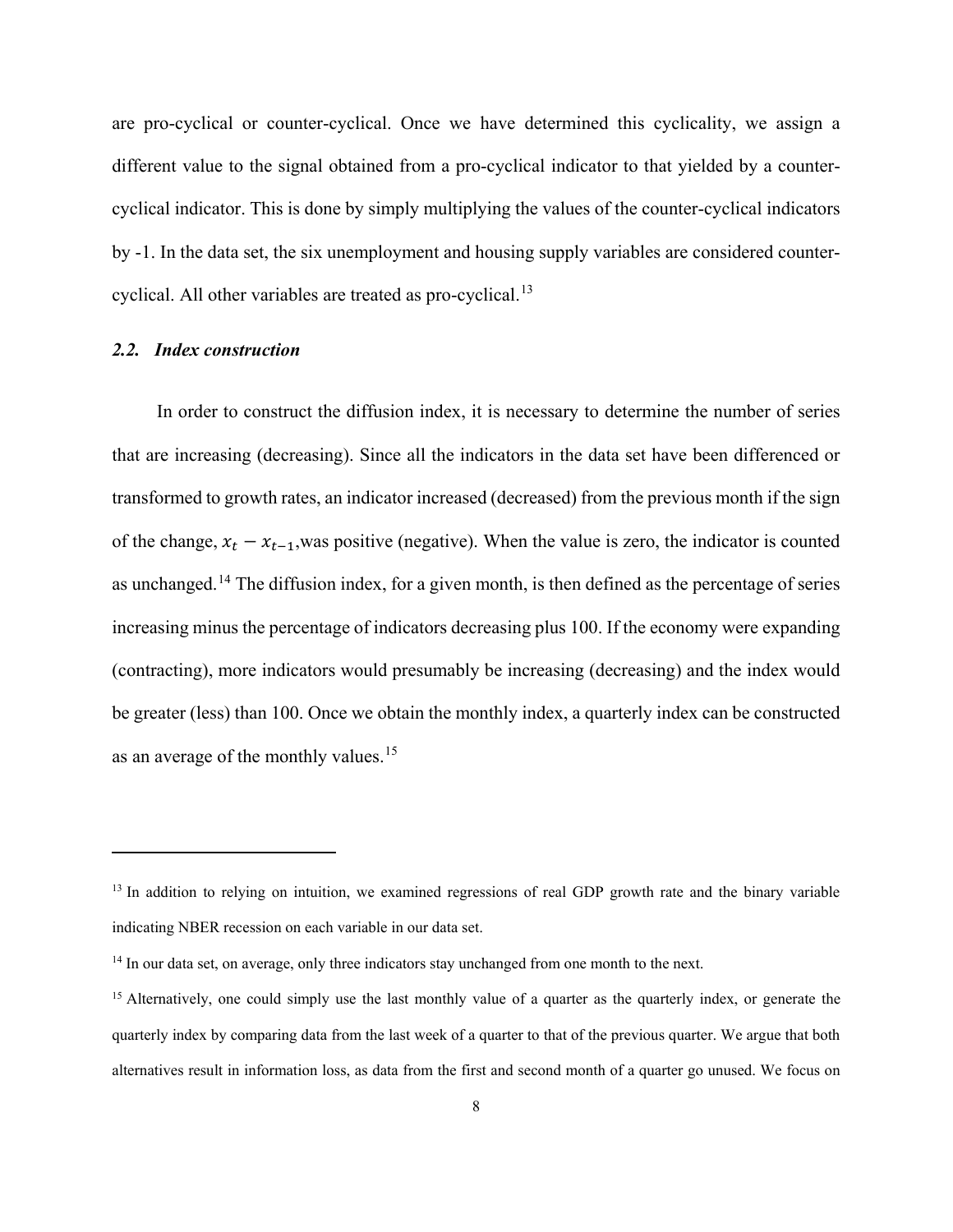are pro-cyclical or counter-cyclical. Once we have determined this cyclicality, we assign a different value to the signal obtained from a pro-cyclical indicator to that yielded by a counter-cyclical indicator. This is done by simply multiplying the values of the counter-cyclical indicators by -1. In the data set, the six unemployment and housing supply variables are considered counter-cyclical. All other variables are treated as pro-cyclical.[13]

### *2.2. Index construction*

In order to construct the diffusion index, it is necessary to determine the number of series that are increasing (decreasing). Since all the indicators in the data set have been differenced or transformed to growth rates, an indicator increased (decreased) from the previous month if the sign of the change, $x_t - x_{t-1}$,was positive (negative). When the value is zero, the indicator is counted as unchanged.[14] The diffusion index, for a given month, is then defined as the percentage of series increasing minus the percentage of indicators decreasing plus 100. If the economy were expanding (contracting), more indicators would presumably be increasing (decreasing) and the index would be greater (less) than 100. Once we obtain the monthly index, a quarterly index can be constructed as an average of the monthly values.[15]

---

[13] In addition to relying on intuition, we examined regressions of real GDP growth rate and the binary variable indicating NBER recession on each variable in our data set.

[14] In our data set, on average, only three indicators stay unchanged from one month to the next.

[15] Alternatively, one could simply use the last monthly value of a quarter as the quarterly index, or generate the quarterly index by comparing data from the last week of a quarter to that of the previous quarter. We argue that both alternatives result in information loss, as data from the first and second month of a quarter go unused. We focus on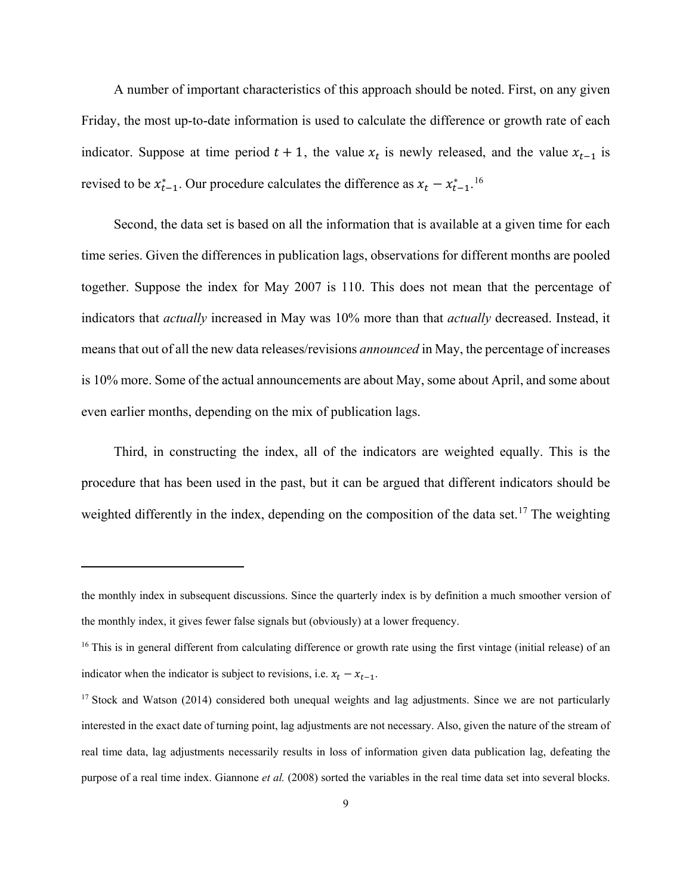A number of important characteristics of this approach should be noted. First, on any given Friday, the most up-to-date information is used to calculate the difference or growth rate of each indicator. Suppose at time period $t+1$, the value $x_t$ is newly released, and the value $x_{t-1}$ is revised to be $x^*_{t-1}$. Our procedure calculates the difference as $x_t - x^*_{t-1}$.[16]

Second, the data set is based on all the information that is available at a given time for each time series. Given the differences in publication lags, observations for different months are pooled together. Suppose the index for May 2007 is 110. This does not mean that the percentage of indicators that *actually* increased in May was 10% more than that *actually* decreased. Instead, it means that out of all the new data releases/revisions *announced* in May, the percentage of increases is 10% more. Some of the actual announcements are about May, some about April, and some about even earlier months, depending on the mix of publication lags.

Third, in constructing the index, all of the indicators are weighted equally. This is the procedure that has been used in the past, but it can be argued that different indicators should be weighted differently in the index, depending on the composition of the data set.[17] The weighting

---

the monthly index in subsequent discussions. Since the quarterly index is by definition a much smoother version of the monthly index, it gives fewer false signals but (obviously) at a lower frequency.

[16] This is in general different from calculating difference or growth rate using the first vintage (initial release) of an indicator when the indicator is subject to revisions, i.e. $x_t - x_{t-1}$.

[17] Stock and Watson (2014) considered both unequal weights and lag adjustments. Since we are not particularly interested in the exact date of turning point, lag adjustments are not necessary. Also, given the nature of the stream of real time data, lag adjustments necessarily results in loss of information given data publication lag, defeating the purpose of a real time index. Giannone *et al.* (2008) sorted the variables in the real time data set into several blocks.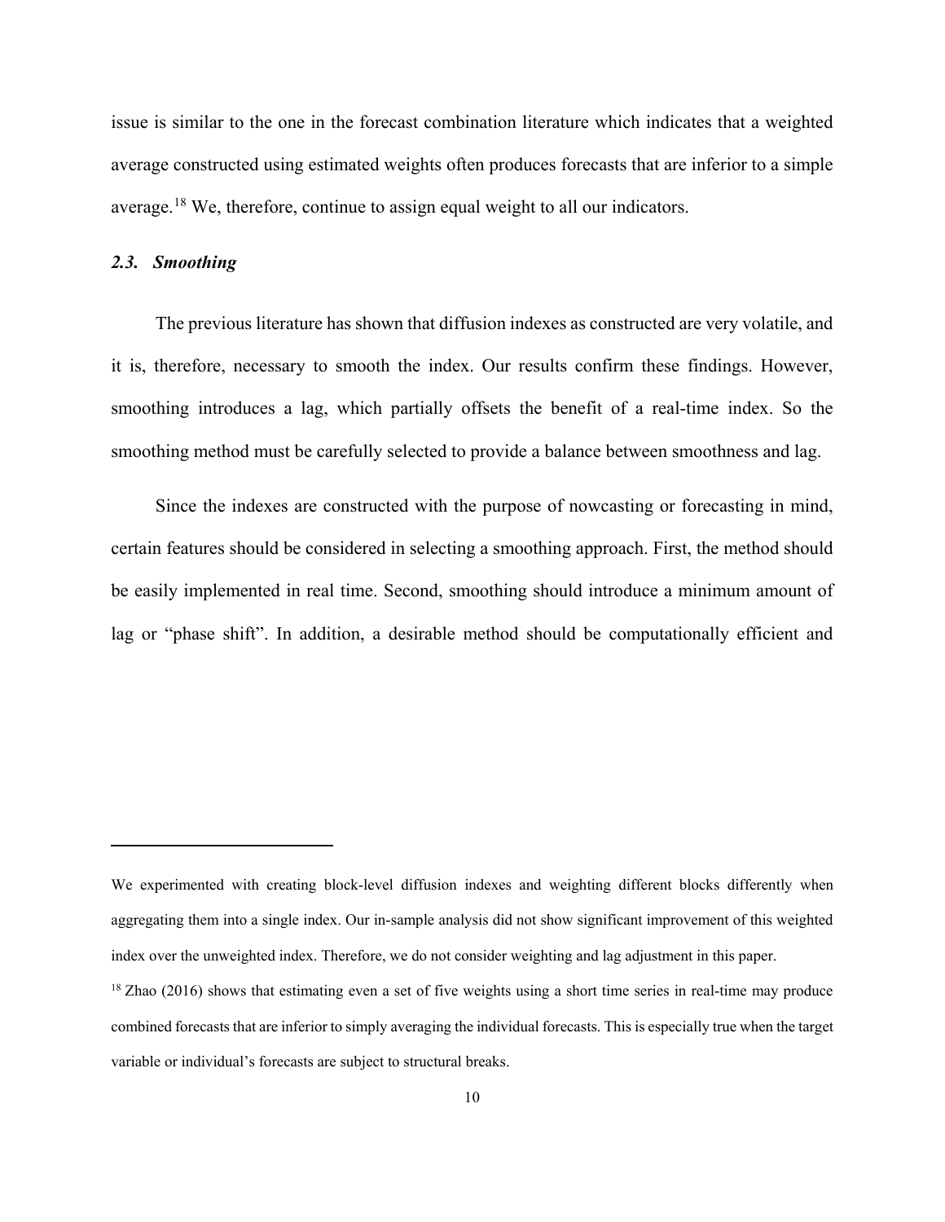issue is similar to the one in the forecast combination literature which indicates that a weighted average constructed using estimated weights often produces forecasts that are inferior to a simple average.[18] We, therefore, continue to assign equal weight to all our indicators.

### *2.3. Smoothing*

The previous literature has shown that diffusion indexes as constructed are very volatile, and it is, therefore, necessary to smooth the index. Our results confirm these findings. However, smoothing introduces a lag, which partially offsets the benefit of a real-time index. So the smoothing method must be carefully selected to provide a balance between smoothness and lag.

Since the indexes are constructed with the purpose of nowcasting or forecasting in mind, certain features should be considered in selecting a smoothing approach. First, the method should be easily implemented in real time. Second, smoothing should introduce a minimum amount of lag or "phase shift". In addition, a desirable method should be computationally efficient and

---

We experimented with creating block-level diffusion indexes and weighting different blocks differently when aggregating them into a single index. Our in-sample analysis did not show significant improvement of this weighted index over the unweighted index. Therefore, we do not consider weighting and lag adjustment in this paper.

[18] Zhao (2016) shows that estimating even a set of five weights using a short time series in real-time may produce combined forecasts that are inferior to simply averaging the individual forecasts. This is especially true when the target variable or individual's forecasts are subject to structural breaks.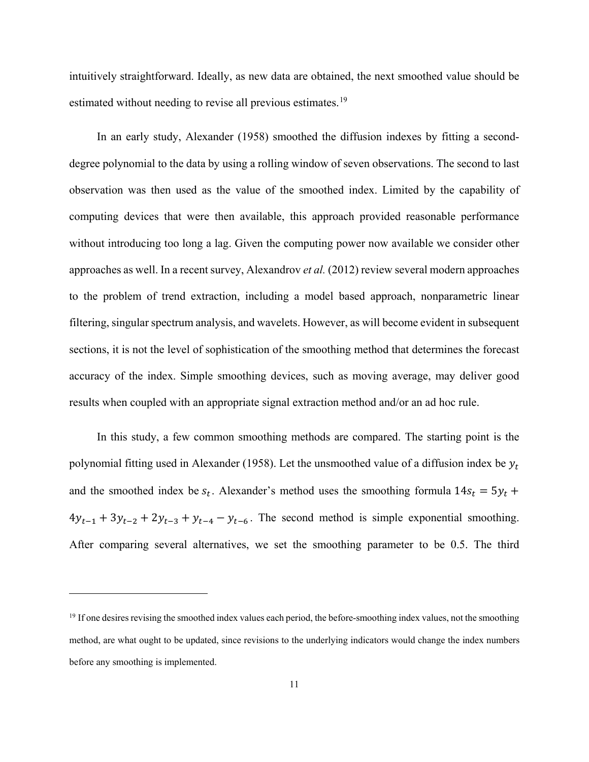intuitively straightforward. Ideally, as new data are obtained, the next smoothed value should be estimated without needing to revise all previous estimates.[19]

In an early study, Alexander (1958) smoothed the diffusion indexes by fitting a second-degree polynomial to the data by using a rolling window of seven observations. The second to last observation was then used as the value of the smoothed index. Limited by the capability of computing devices that were then available, this approach provided reasonable performance without introducing too long a lag. Given the computing power now available we consider other approaches as well. In a recent survey, Alexandrov *et al.* (2012) review several modern approaches to the problem of trend extraction, including a model based approach, nonparametric linear filtering, singular spectrum analysis, and wavelets. However, as will become evident in subsequent sections, it is not the level of sophistication of the smoothing method that determines the forecast accuracy of the index. Simple smoothing devices, such as moving average, may deliver good results when coupled with an appropriate signal extraction method and/or an ad hoc rule.

In this study, a few common smoothing methods are compared. The starting point is the polynomial fitting used in Alexander (1958). Let the unsmoothed value of a diffusion index be $y_t$ and the smoothed index be $s_t$. Alexander's method uses the smoothing formula $14s_t = 5y_t + 4y_{t-1} + 3y_{t-2} + 2y_{t-3} + y_{t-4} - y_{t-6}$. The second method is simple exponential smoothing. After comparing several alternatives, we set the smoothing parameter to be 0.5. The third

---

[19] If one desires revising the smoothed index values each period, the before-smoothing index values, not the smoothing method, are what ought to be updated, since revisions to the underlying indicators would change the index numbers before any smoothing is implemented.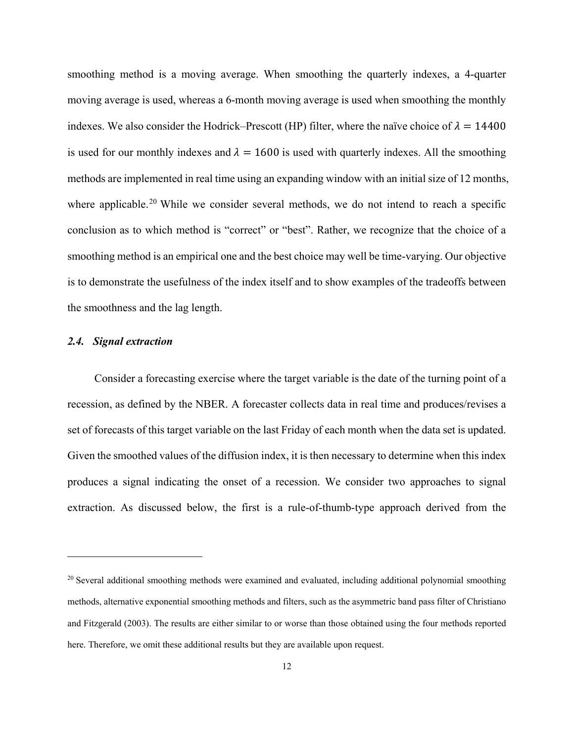smoothing method is a moving average. When smoothing the quarterly indexes, a 4-quarter moving average is used, whereas a 6-month moving average is used when smoothing the monthly indexes. We also consider the Hodrick–Prescott (HP) filter, where the naïve choice of $\lambda = 14400$ is used for our monthly indexes and $\lambda = 1600$ is used with quarterly indexes. All the smoothing methods are implemented in real time using an expanding window with an initial size of 12 months, where applicable.[20] While we consider several methods, we do not intend to reach a specific conclusion as to which method is "correct" or "best". Rather, we recognize that the choice of a smoothing method is an empirical one and the best choice may well be time-varying. Our objective is to demonstrate the usefulness of the index itself and to show examples of the tradeoffs between the smoothness and the lag length.

### *2.4. Signal extraction*

Consider a forecasting exercise where the target variable is the date of the turning point of a recession, as defined by the NBER. A forecaster collects data in real time and produces/revises a set of forecasts of this target variable on the last Friday of each month when the data set is updated. Given the smoothed values of the diffusion index, it is then necessary to determine when this index produces a signal indicating the onset of a recession. We consider two approaches to signal extraction. As discussed below, the first is a rule-of-thumb-type approach derived from the

---

[20] Several additional smoothing methods were examined and evaluated, including additional polynomial smoothing methods, alternative exponential smoothing methods and filters, such as the asymmetric band pass filter of Christiano and Fitzgerald (2003). The results are either similar to or worse than those obtained using the four methods reported here. Therefore, we omit these additional results but they are available upon request.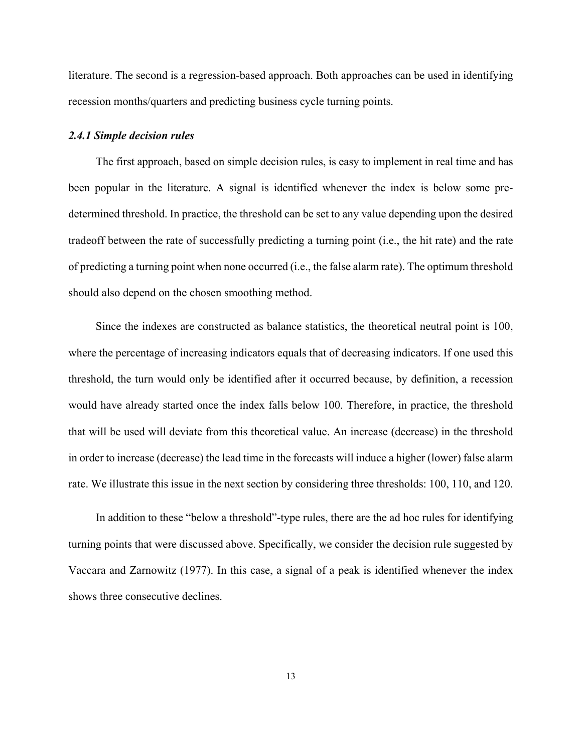literature. The second is a regression-based approach. Both approaches can be used in identifying recession months/quarters and predicting business cycle turning points.

### *2.4.1 Simple decision rules*

The first approach, based on simple decision rules, is easy to implement in real time and has been popular in the literature. A signal is identified whenever the index is below some pre-determined threshold. In practice, the threshold can be set to any value depending upon the desired tradeoff between the rate of successfully predicting a turning point (i.e., the hit rate) and the rate of predicting a turning point when none occurred (i.e., the false alarm rate). The optimum threshold should also depend on the chosen smoothing method.

Since the indexes are constructed as balance statistics, the theoretical neutral point is 100, where the percentage of increasing indicators equals that of decreasing indicators. If one used this threshold, the turn would only be identified after it occurred because, by definition, a recession would have already started once the index falls below 100. Therefore, in practice, the threshold that will be used will deviate from this theoretical value. An increase (decrease) in the threshold in order to increase (decrease) the lead time in the forecasts will induce a higher (lower) false alarm rate. We illustrate this issue in the next section by considering three thresholds: 100, 110, and 120.

In addition to these "below a threshold"-type rules, there are the ad hoc rules for identifying turning points that were discussed above. Specifically, we consider the decision rule suggested by Vaccara and Zarnowitz (1977). In this case, a signal of a peak is identified whenever the index shows three consecutive declines.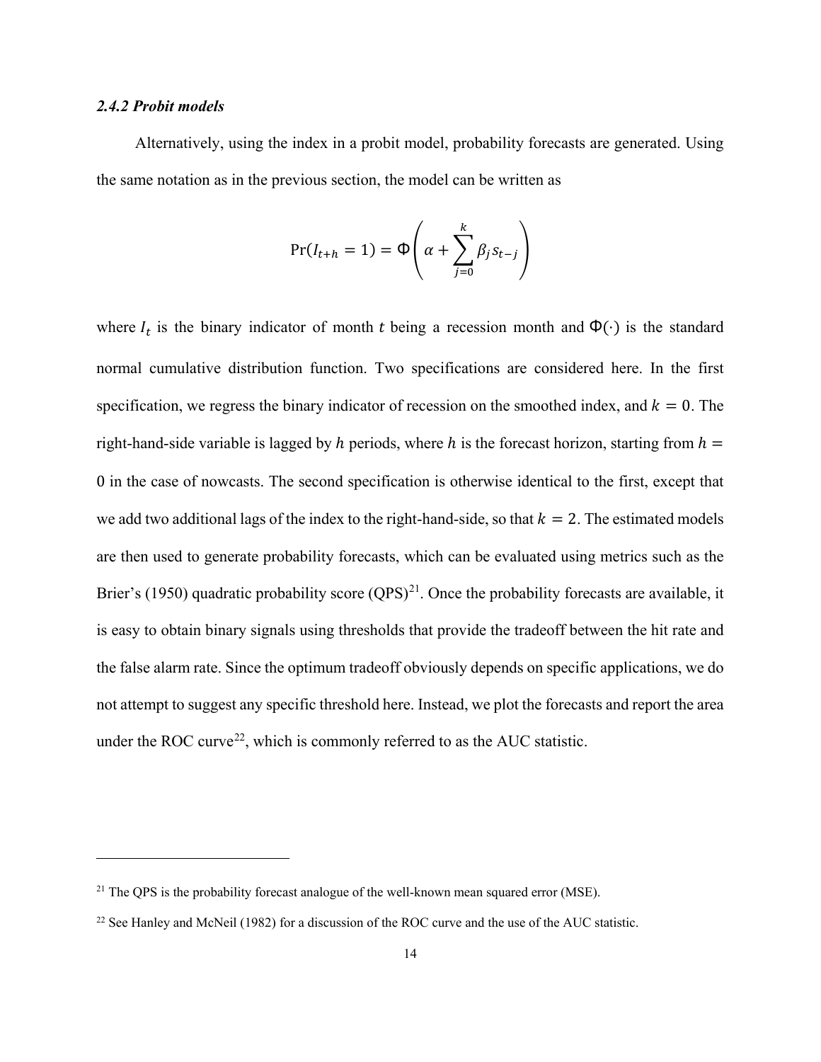### *2.4.2 Probit models*

Alternatively, using the index in a probit model, probability forecasts are generated. Using the same notation as in the previous section, the model can be written as

$$\Pr(I_{t+h} = 1) = \Phi\left(\alpha + \sum_{j=0}^{k} \beta_j s_{t-j}\right)$$

where $I_t$ is the binary indicator of month $t$ being a recession month and $\Phi(\cdot)$ is the standard normal cumulative distribution function. Two specifications are considered here. In the first specification, we regress the binary indicator of recession on the smoothed index, and $k = 0$. The right-hand-side variable is lagged by $h$ periods, where $h$ is the forecast horizon, starting from $h = 0$ in the case of nowcasts. The second specification is otherwise identical to the first, except that we add two additional lags of the index to the right-hand-side, so that $k = 2$. The estimated models are then used to generate probability forecasts, which can be evaluated using metrics such as the Brier's (1950) quadratic probability score (QPS)[21]. Once the probability forecasts are available, it is easy to obtain binary signals using thresholds that provide the tradeoff between the hit rate and the false alarm rate. Since the optimum tradeoff obviously depends on specific applications, we do not attempt to suggest any specific threshold here. Instead, we plot the forecasts and report the area under the ROC curve[22], which is commonly referred to as the AUC statistic.

---

[21] The QPS is the probability forecast analogue of the well-known mean squared error (MSE).

[22] See Hanley and McNeil (1982) for a discussion of the ROC curve and the use of the AUC statistic.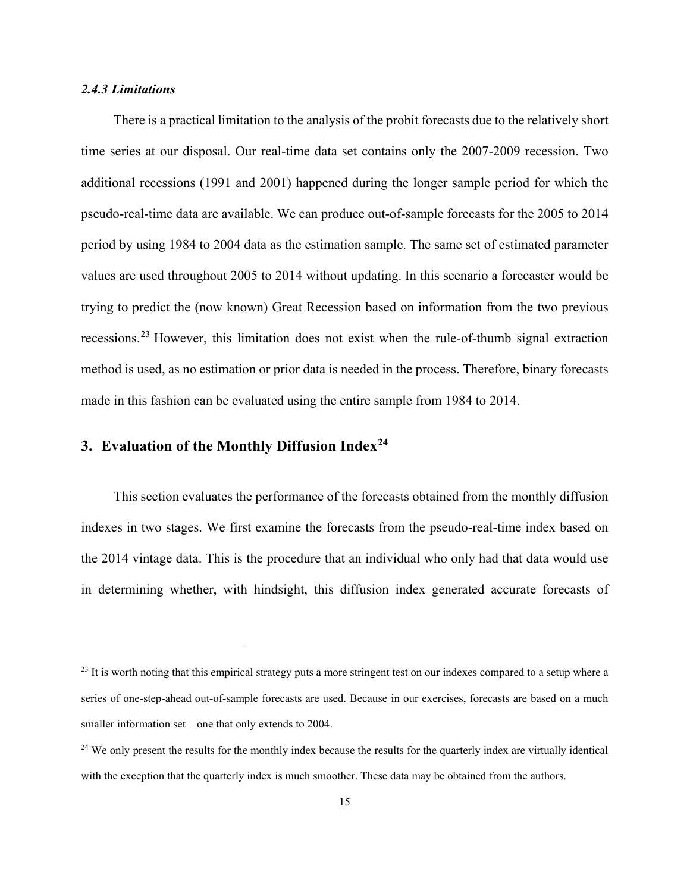*2.4.3 Limitations*

There is a practical limitation to the analysis of the probit forecasts due to the relatively short time series at our disposal. Our real-time data set contains only the 2007-2009 recession. Two additional recessions (1991 and 2001) happened during the longer sample period for which the pseudo-real-time data are available. We can produce out-of-sample forecasts for the 2005 to 2014 period by using 1984 to 2004 data as the estimation sample. The same set of estimated parameter values are used throughout 2005 to 2014 without updating. In this scenario a forecaster would be trying to predict the (now known) Great Recession based on information from the two previous recessions.[23] However, this limitation does not exist when the rule-of-thumb signal extraction method is used, as no estimation or prior data is needed in the process. Therefore, binary forecasts made in this fashion can be evaluated using the entire sample from 1984 to 2014.

## 3. Evaluation of the Monthly Diffusion Index[24]

This section evaluates the performance of the forecasts obtained from the monthly diffusion indexes in two stages. We first examine the forecasts from the pseudo-real-time index based on the 2014 vintage data. This is the procedure that an individual who only had that data would use in determining whether, with hindsight, this diffusion index generated accurate forecasts of

---

[23] It is worth noting that this empirical strategy puts a more stringent test on our indexes compared to a setup where a series of one-step-ahead out-of-sample forecasts are used. Because in our exercises, forecasts are based on a much smaller information set – one that only extends to 2004.

[24] We only present the results for the monthly index because the results for the quarterly index are virtually identical with the exception that the quarterly index is much smoother. These data may be obtained from the authors.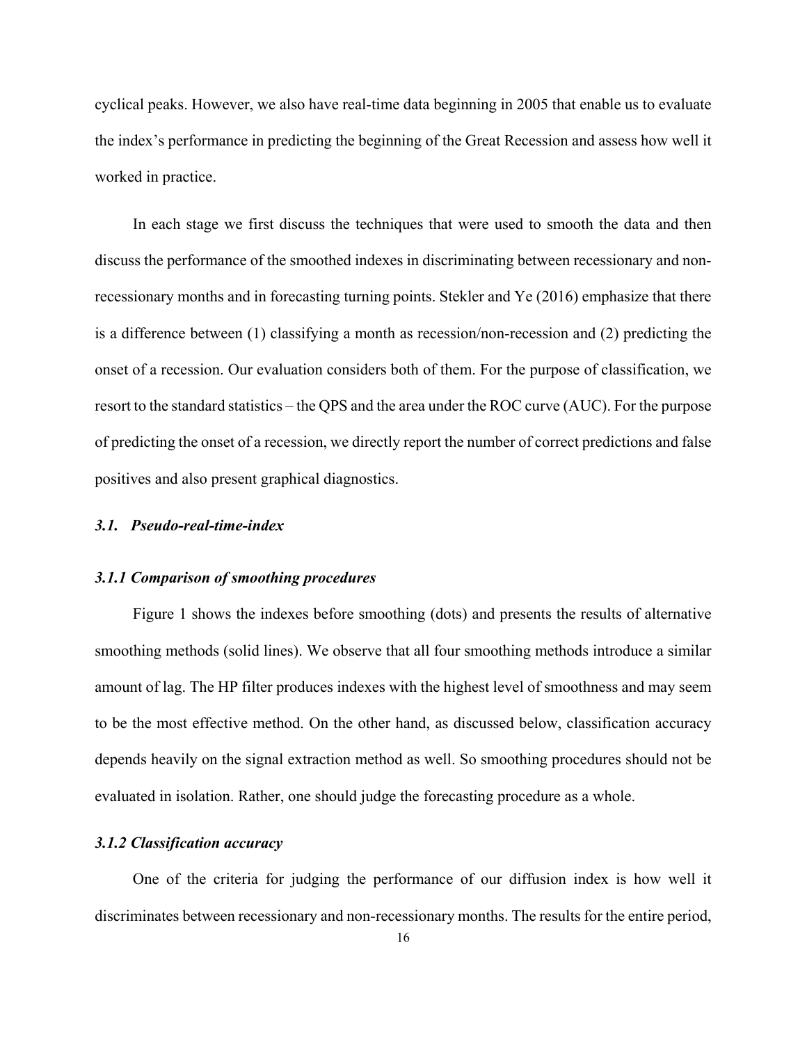cyclical peaks. However, we also have real-time data beginning in 2005 that enable us to evaluate the index's performance in predicting the beginning of the Great Recession and assess how well it worked in practice.

In each stage we first discuss the techniques that were used to smooth the data and then discuss the performance of the smoothed indexes in discriminating between recessionary and non-recessionary months and in forecasting turning points. Stekler and Ye (2016) emphasize that there is a difference between (1) classifying a month as recession/non-recession and (2) predicting the onset of a recession. Our evaluation considers both of them. For the purpose of classification, we resort to the standard statistics – the QPS and the area under the ROC curve (AUC). For the purpose of predicting the onset of a recession, we directly report the number of correct predictions and false positives and also present graphical diagnostics.

### *3.1. Pseudo-real-time-index*

#### *3.1.1 Comparison of smoothing procedures*

Figure 1 shows the indexes before smoothing (dots) and presents the results of alternative smoothing methods (solid lines). We observe that all four smoothing methods introduce a similar amount of lag. The HP filter produces indexes with the highest level of smoothness and may seem to be the most effective method. On the other hand, as discussed below, classification accuracy depends heavily on the signal extraction method as well. So smoothing procedures should not be evaluated in isolation. Rather, one should judge the forecasting procedure as a whole.

#### *3.1.2 Classification accuracy*

One of the criteria for judging the performance of our diffusion index is how well it discriminates between recessionary and non-recessionary months. The results for the entire period,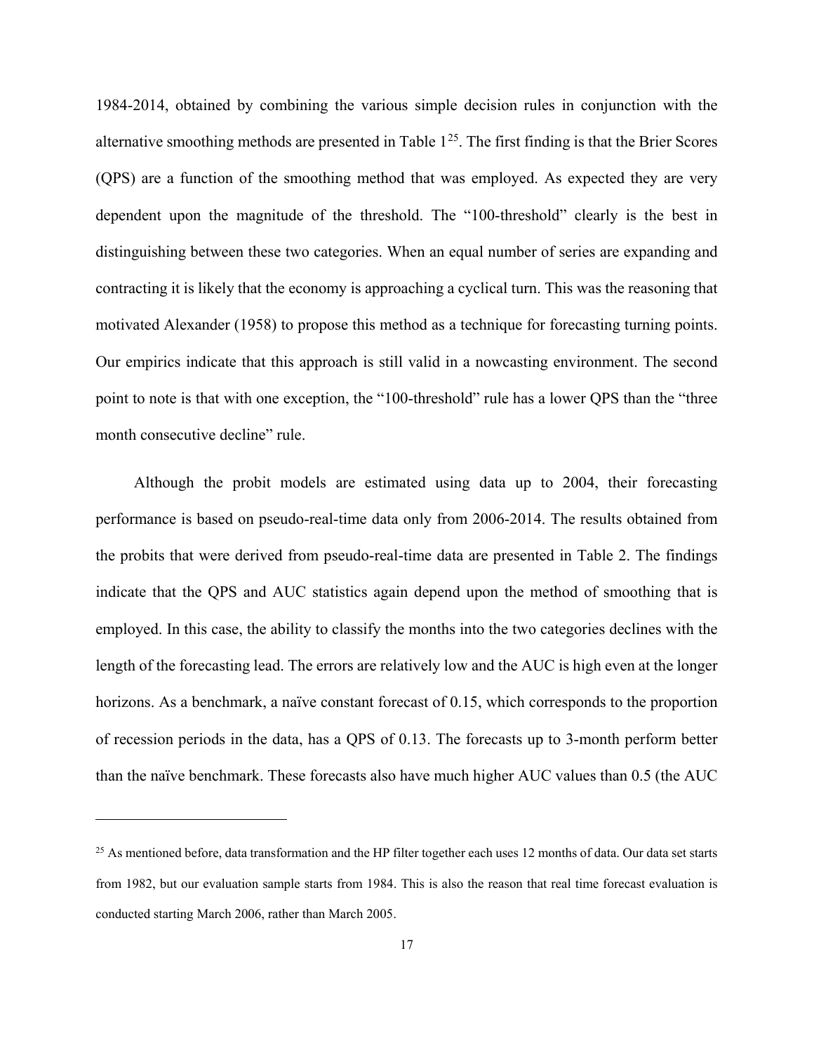1984-2014, obtained by combining the various simple decision rules in conjunction with the alternative smoothing methods are presented in Table 1[25]. The first finding is that the Brier Scores (QPS) are a function of the smoothing method that was employed. As expected they are very dependent upon the magnitude of the threshold. The "100-threshold" clearly is the best in distinguishing between these two categories. When an equal number of series are expanding and contracting it is likely that the economy is approaching a cyclical turn. This was the reasoning that motivated Alexander (1958) to propose this method as a technique for forecasting turning points. Our empirics indicate that this approach is still valid in a nowcasting environment. The second point to note is that with one exception, the "100-threshold" rule has a lower QPS than the "three month consecutive decline" rule.

Although the probit models are estimated using data up to 2004, their forecasting performance is based on pseudo-real-time data only from 2006-2014. The results obtained from the probits that were derived from pseudo-real-time data are presented in Table 2. The findings indicate that the QPS and AUC statistics again depend upon the method of smoothing that is employed. In this case, the ability to classify the months into the two categories declines with the length of the forecasting lead. The errors are relatively low and the AUC is high even at the longer horizons. As a benchmark, a naïve constant forecast of 0.15, which corresponds to the proportion of recession periods in the data, has a QPS of 0.13. The forecasts up to 3-month perform better than the naïve benchmark. These forecasts also have much higher AUC values than 0.5 (the AUC

---

[25] As mentioned before, data transformation and the HP filter together each uses 12 months of data. Our data set starts from 1982, but our evaluation sample starts from 1984. This is also the reason that real time forecast evaluation is conducted starting March 2006, rather than March 2005.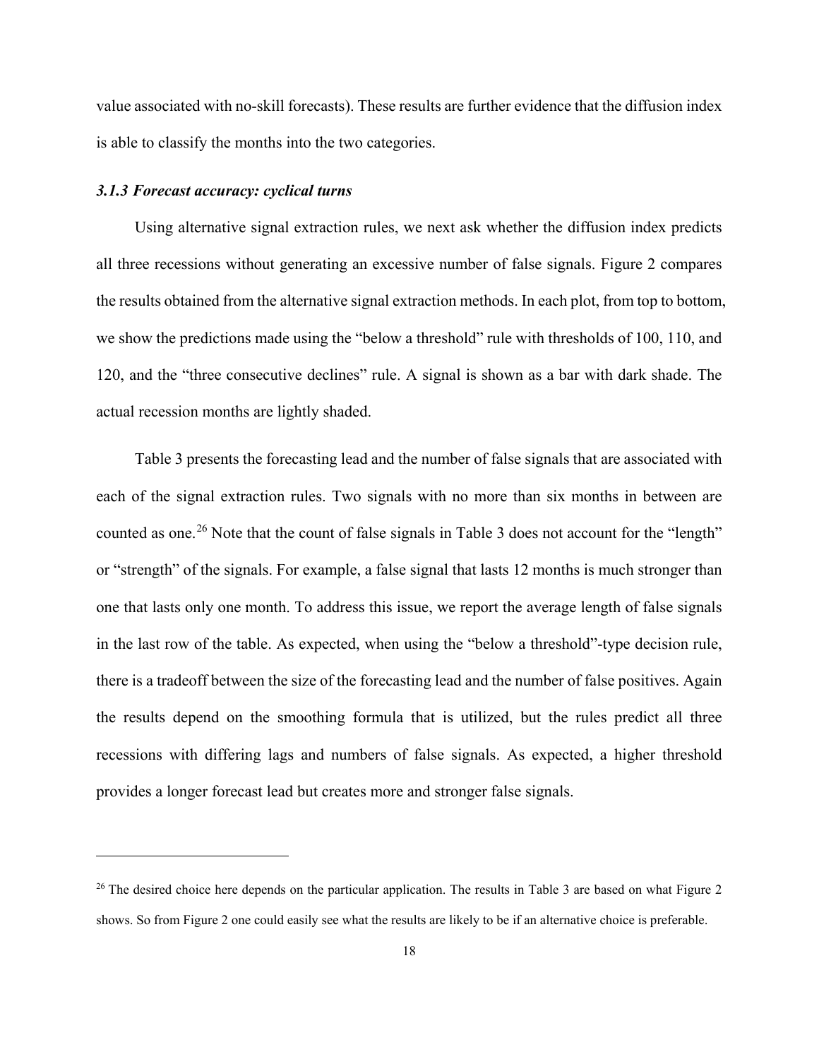value associated with no-skill forecasts). These results are further evidence that the diffusion index is able to classify the months into the two categories.

### *3.1.3 Forecast accuracy: cyclical turns*

Using alternative signal extraction rules, we next ask whether the diffusion index predicts all three recessions without generating an excessive number of false signals. Figure 2 compares the results obtained from the alternative signal extraction methods. In each plot, from top to bottom, we show the predictions made using the "below a threshold" rule with thresholds of 100, 110, and 120, and the "three consecutive declines" rule. A signal is shown as a bar with dark shade. The actual recession months are lightly shaded.

Table 3 presents the forecasting lead and the number of false signals that are associated with each of the signal extraction rules. Two signals with no more than six months in between are counted as one.[26] Note that the count of false signals in Table 3 does not account for the "length" or "strength" of the signals. For example, a false signal that lasts 12 months is much stronger than one that lasts only one month. To address this issue, we report the average length of false signals in the last row of the table. As expected, when using the "below a threshold"-type decision rule, there is a tradeoff between the size of the forecasting lead and the number of false positives. Again the results depend on the smoothing formula that is utilized, but the rules predict all three recessions with differing lags and numbers of false signals. As expected, a higher threshold provides a longer forecast lead but creates more and stronger false signals.

---

[26] The desired choice here depends on the particular application. The results in Table 3 are based on what Figure 2 shows. So from Figure 2 one could easily see what the results are likely to be if an alternative choice is preferable.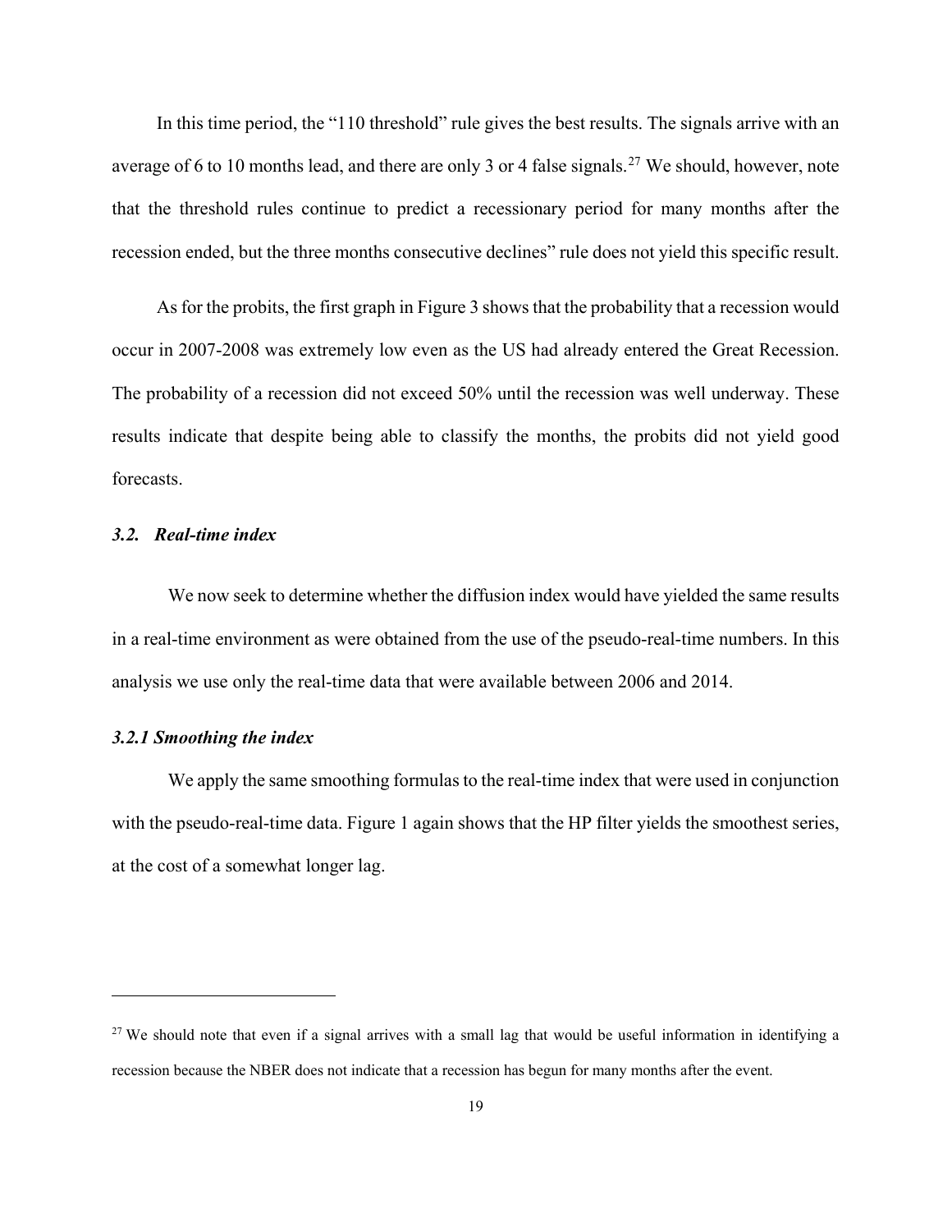In this time period, the "110 threshold" rule gives the best results. The signals arrive with an average of 6 to 10 months lead, and there are only 3 or 4 false signals.[27] We should, however, note that the threshold rules continue to predict a recessionary period for many months after the recession ended, but the three months consecutive declines" rule does not yield this specific result.

As for the probits, the first graph in Figure 3 shows that the probability that a recession would occur in 2007-2008 was extremely low even as the US had already entered the Great Recession. The probability of a recession did not exceed 50% until the recession was well underway. These results indicate that despite being able to classify the months, the probits did not yield good forecasts.

### *3.2. Real-time index*

We now seek to determine whether the diffusion index would have yielded the same results in a real-time environment as were obtained from the use of the pseudo-real-time numbers. In this analysis we use only the real-time data that were available between 2006 and 2014.

#### *3.2.1 Smoothing the index*

We apply the same smoothing formulas to the real-time index that were used in conjunction with the pseudo-real-time data. Figure 1 again shows that the HP filter yields the smoothest series, at the cost of a somewhat longer lag.

---

[27] We should note that even if a signal arrives with a small lag that would be useful information in identifying a recession because the NBER does not indicate that a recession has begun for many months after the event.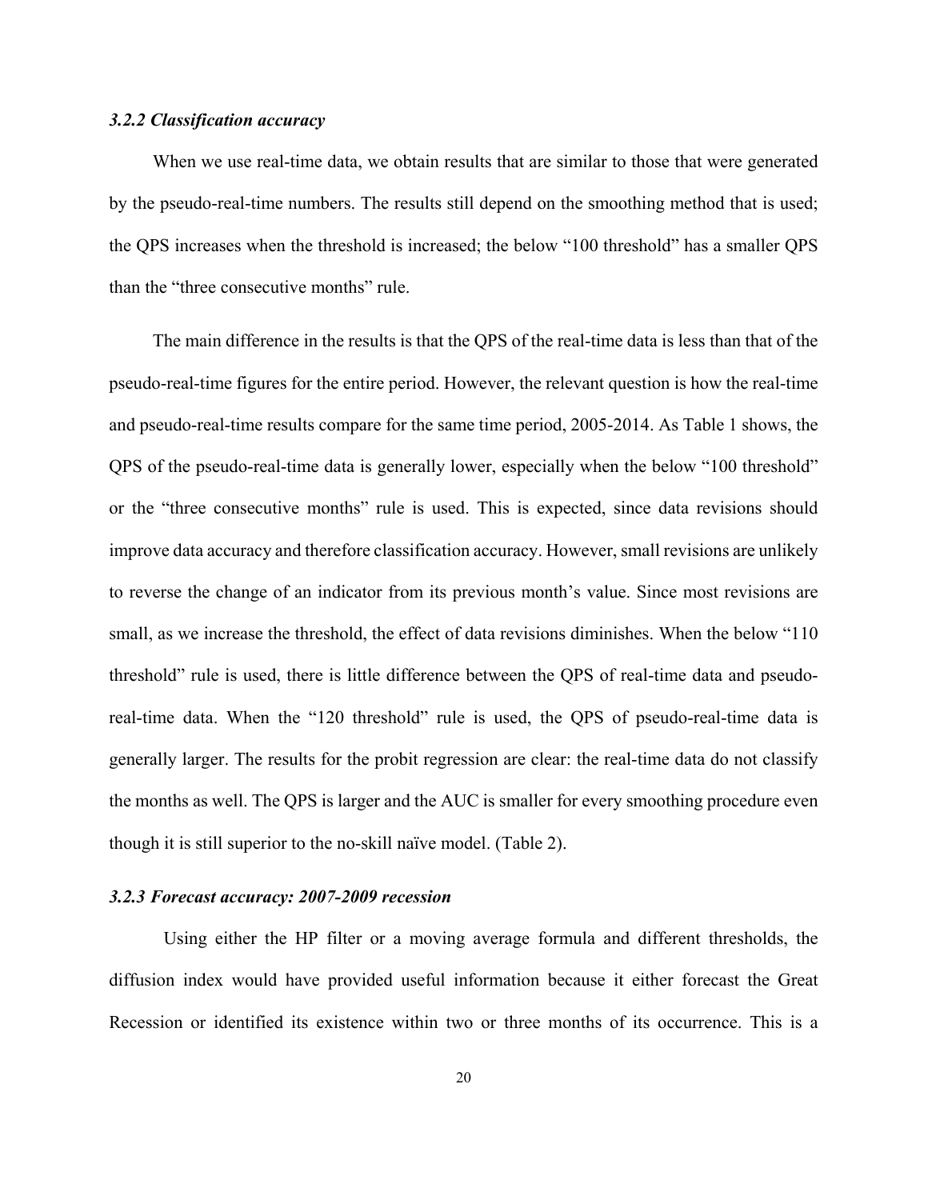#### *3.2.2 Classification accuracy*

When we use real-time data, we obtain results that are similar to those that were generated by the pseudo-real-time numbers. The results still depend on the smoothing method that is used; the QPS increases when the threshold is increased; the below "100 threshold" has a smaller QPS than the "three consecutive months" rule.

The main difference in the results is that the QPS of the real-time data is less than that of the pseudo-real-time figures for the entire period. However, the relevant question is how the real-time and pseudo-real-time results compare for the same time period, 2005-2014. As Table 1 shows, the QPS of the pseudo-real-time data is generally lower, especially when the below "100 threshold" or the "three consecutive months" rule is used. This is expected, since data revisions should improve data accuracy and therefore classification accuracy. However, small revisions are unlikely to reverse the change of an indicator from its previous month's value. Since most revisions are small, as we increase the threshold, the effect of data revisions diminishes. When the below "110 threshold" rule is used, there is little difference between the QPS of real-time data and pseudo-real-time data. When the "120 threshold" rule is used, the QPS of pseudo-real-time data is generally larger. The results for the probit regression are clear: the real-time data do not classify the months as well. The QPS is larger and the AUC is smaller for every smoothing procedure even though it is still superior to the no-skill naïve model. (Table 2).

#### *3.2.3 Forecast accuracy: 2007-2009 recession*

Using either the HP filter or a moving average formula and different thresholds, the diffusion index would have provided useful information because it either forecast the Great Recession or identified its existence within two or three months of its occurrence. This is a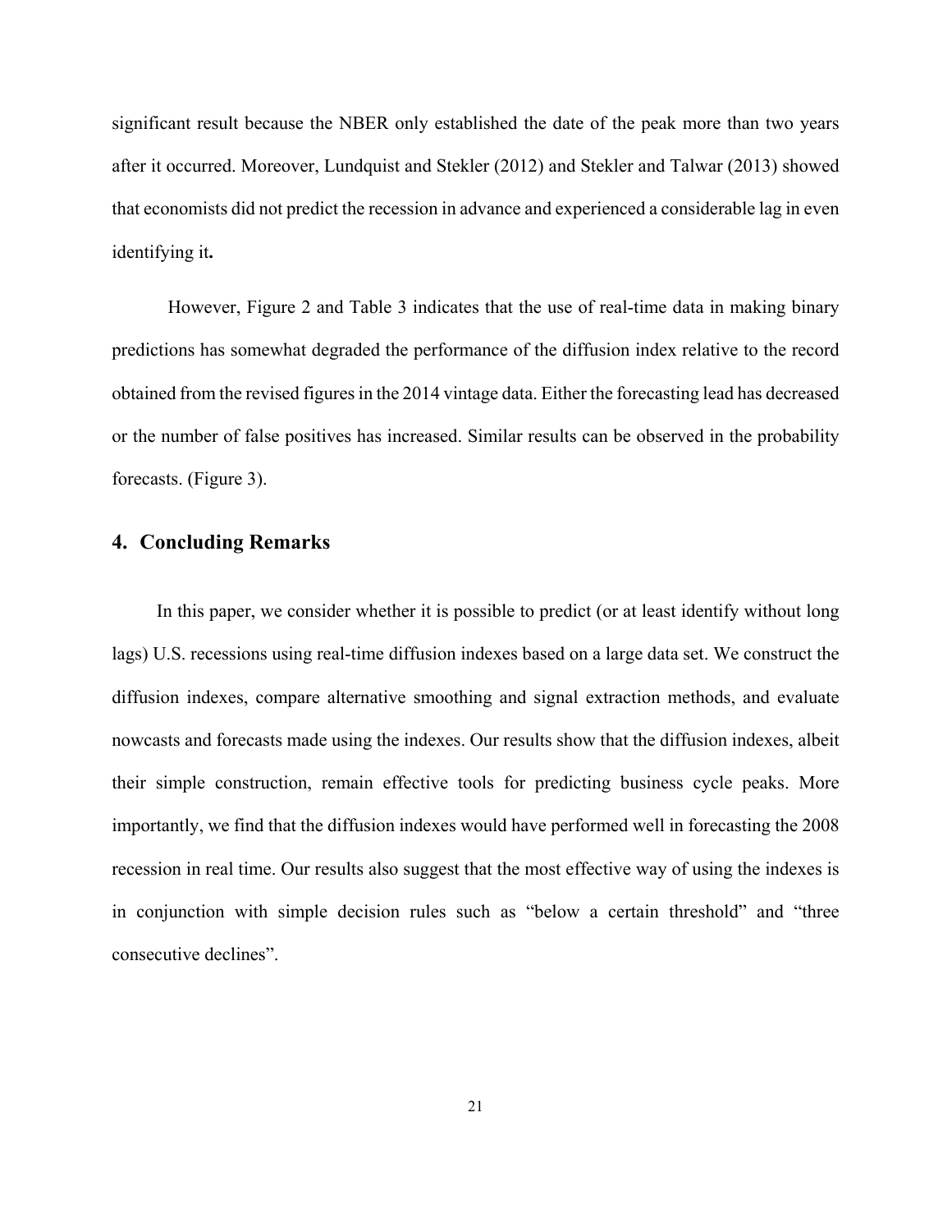significant result because the NBER only established the date of the peak more than two years after it occurred. Moreover, Lundquist and Stekler (2012) and Stekler and Talwar (2013) showed that economists did not predict the recession in advance and experienced a considerable lag in even identifying it**.**

However, Figure 2 and Table 3 indicates that the use of real-time data in making binary predictions has somewhat degraded the performance of the diffusion index relative to the record obtained from the revised figures in the 2014 vintage data. Either the forecasting lead has decreased or the number of false positives has increased. Similar results can be observed in the probability forecasts. (Figure 3).

## 4. Concluding Remarks

In this paper, we consider whether it is possible to predict (or at least identify without long lags) U.S. recessions using real-time diffusion indexes based on a large data set. We construct the diffusion indexes, compare alternative smoothing and signal extraction methods, and evaluate nowcasts and forecasts made using the indexes. Our results show that the diffusion indexes, albeit their simple construction, remain effective tools for predicting business cycle peaks. More importantly, we find that the diffusion indexes would have performed well in forecasting the 2008 recession in real time. Our results also suggest that the most effective way of using the indexes is in conjunction with simple decision rules such as "below a certain threshold" and "three consecutive declines".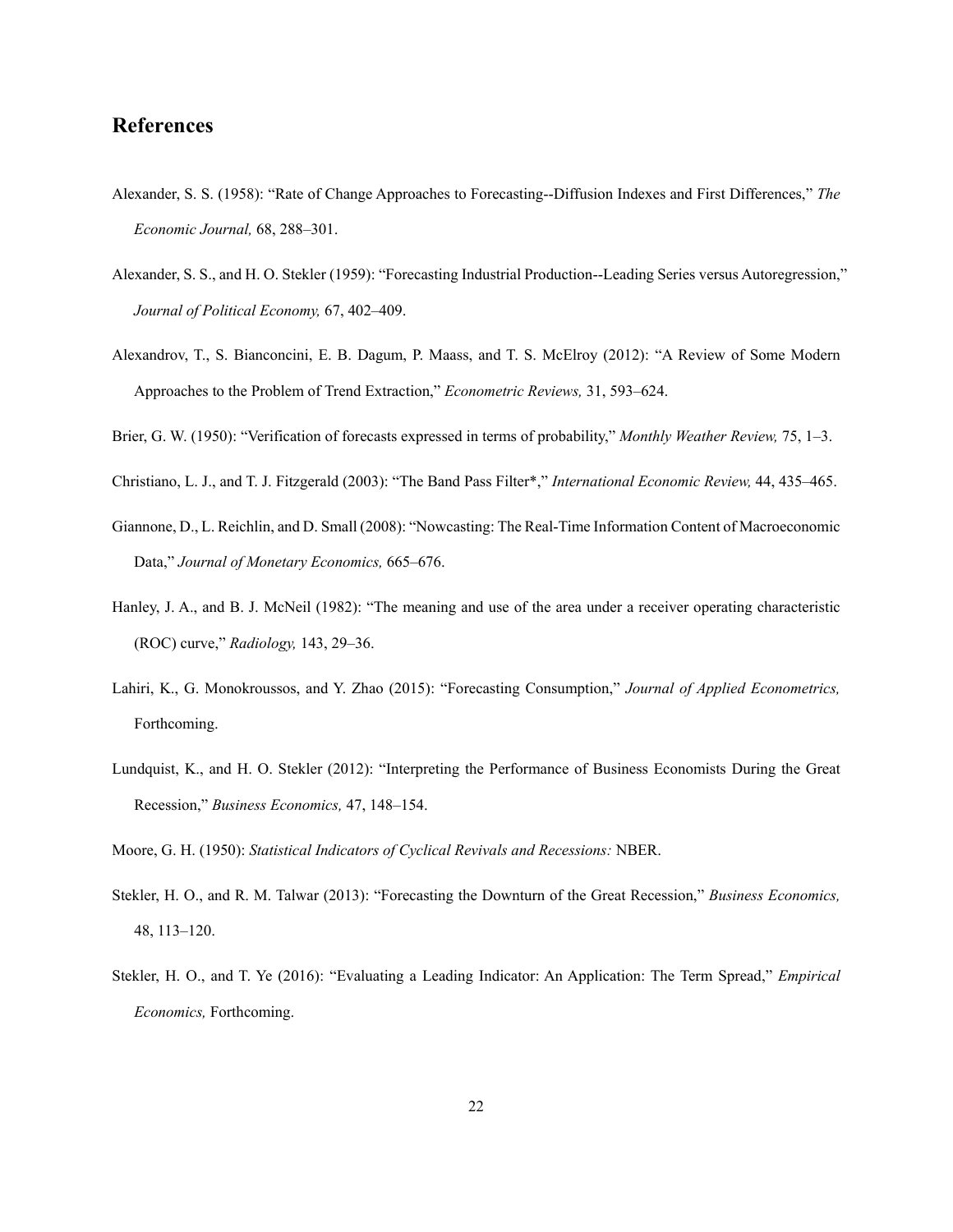## References

Alexander, S. S. (1958): "Rate of Change Approaches to Forecasting--Diffusion Indexes and First Differences," *The Economic Journal,* 68, 288–301.

Alexander, S. S., and H. O. Stekler (1959): "Forecasting Industrial Production--Leading Series versus Autoregression," *Journal of Political Economy,* 67, 402–409.

Alexandrov, T., S. Bianconcini, E. B. Dagum, P. Maass, and T. S. McElroy (2012): "A Review of Some Modern Approaches to the Problem of Trend Extraction," *Econometric Reviews,* 31, 593–624.

Brier, G. W. (1950): "Verification of forecasts expressed in terms of probability," *Monthly Weather Review,* 75, 1–3.

Christiano, L. J., and T. J. Fitzgerald (2003): "The Band Pass Filter*," *International Economic Review,* 44, 435–465.

Giannone, D., L. Reichlin, and D. Small (2008): "Nowcasting: The Real-Time Information Content of Macroeconomic Data," *Journal of Monetary Economics,* 665–676.

Hanley, J. A., and B. J. McNeil (1982): "The meaning and use of the area under a receiver operating characteristic (ROC) curve," *Radiology,* 143, 29–36.

Lahiri, K., G. Monokroussos, and Y. Zhao (2015): "Forecasting Consumption," *Journal of Applied Econometrics,* Forthcoming.

Lundquist, K., and H. O. Stekler (2012): "Interpreting the Performance of Business Economists During the Great Recession," *Business Economics,* 47, 148–154.

Moore, G. H. (1950): *Statistical Indicators of Cyclical Revivals and Recessions:* NBER.

Stekler, H. O., and R. M. Talwar (2013): "Forecasting the Downturn of the Great Recession," *Business Economics,* 48, 113–120.

Stekler, H. O., and T. Ye (2016): "Evaluating a Leading Indicator: An Application: The Term Spread," *Empirical Economics,* Forthcoming.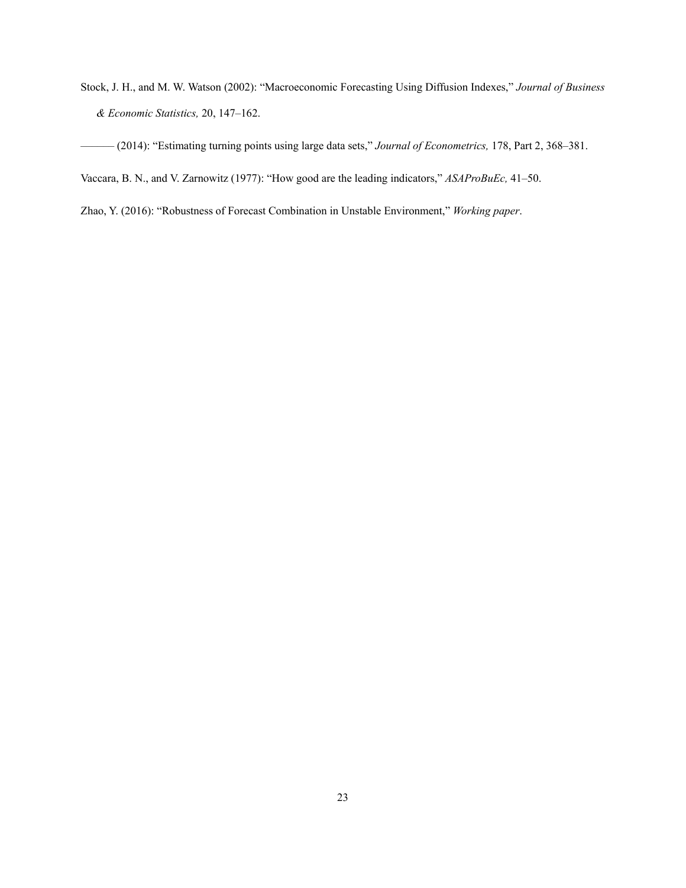Stock, J. H., and M. W. Watson (2002): "Macroeconomic Forecasting Using Diffusion Indexes," *Journal of Business & Economic Statistics,* 20, 147–162.

——— (2014): "Estimating turning points using large data sets," *Journal of Econometrics,* 178, Part 2, 368–381.

Vaccara, B. N., and V. Zarnowitz (1977): "How good are the leading indicators," *ASAProBuEc,* 41–50.

Zhao, Y. (2016): "Robustness of Forecast Combination in Unstable Environment," *Working paper*.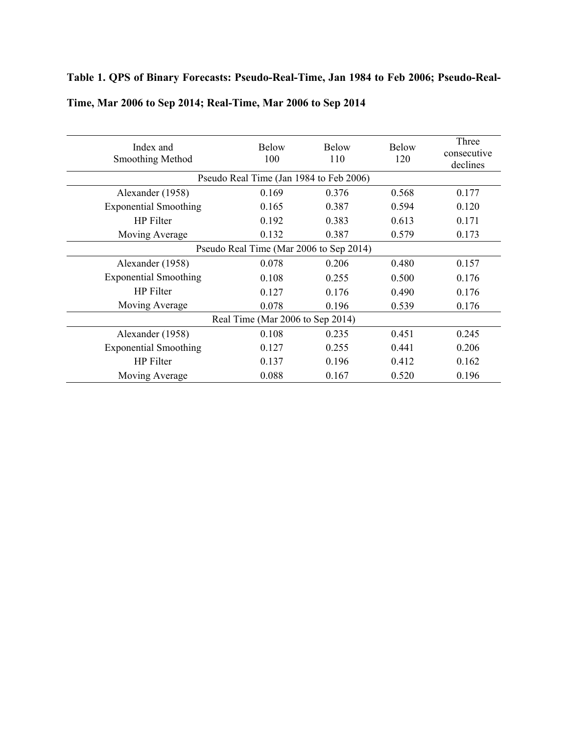**Table 1. QPS of Binary Forecasts: Pseudo-Real-Time, Jan 1984 to Feb 2006; Pseudo-Real-Time, Mar 2006 to Sep 2014; Real-Time, Mar 2006 to Sep 2014**

| Index and Smoothing Method | Below 100 | Below 110 | Below 120 | Three consecutive declines |
|---|---|---|---|---|
| Pseudo Real Time (Jan 1984 to Feb 2006) | | | | |
| Alexander (1958) | 0.169 | 0.376 | 0.568 | 0.177 |
| Exponential Smoothing | 0.165 | 0.387 | 0.594 | 0.120 |
| HP Filter | 0.192 | 0.383 | 0.613 | 0.171 |
| Moving Average | 0.132 | 0.387 | 0.579 | 0.173 |
| Pseudo Real Time (Mar 2006 to Sep 2014) | | | | |
| Alexander (1958) | 0.078 | 0.206 | 0.480 | 0.157 |
| Exponential Smoothing | 0.108 | 0.255 | 0.500 | 0.176 |
| HP Filter | 0.127 | 0.176 | 0.490 | 0.176 |
| Moving Average | 0.078 | 0.196 | 0.539 | 0.176 |
| Real Time (Mar 2006 to Sep 2014) | | | | |
| Alexander (1958) | 0.108 | 0.235 | 0.451 | 0.245 |
| Exponential Smoothing | 0.127 | 0.255 | 0.441 | 0.206 |
| HP Filter | 0.137 | 0.196 | 0.412 | 0.162 |
| Moving Average | 0.088 | 0.167 | 0.520 | 0.196 |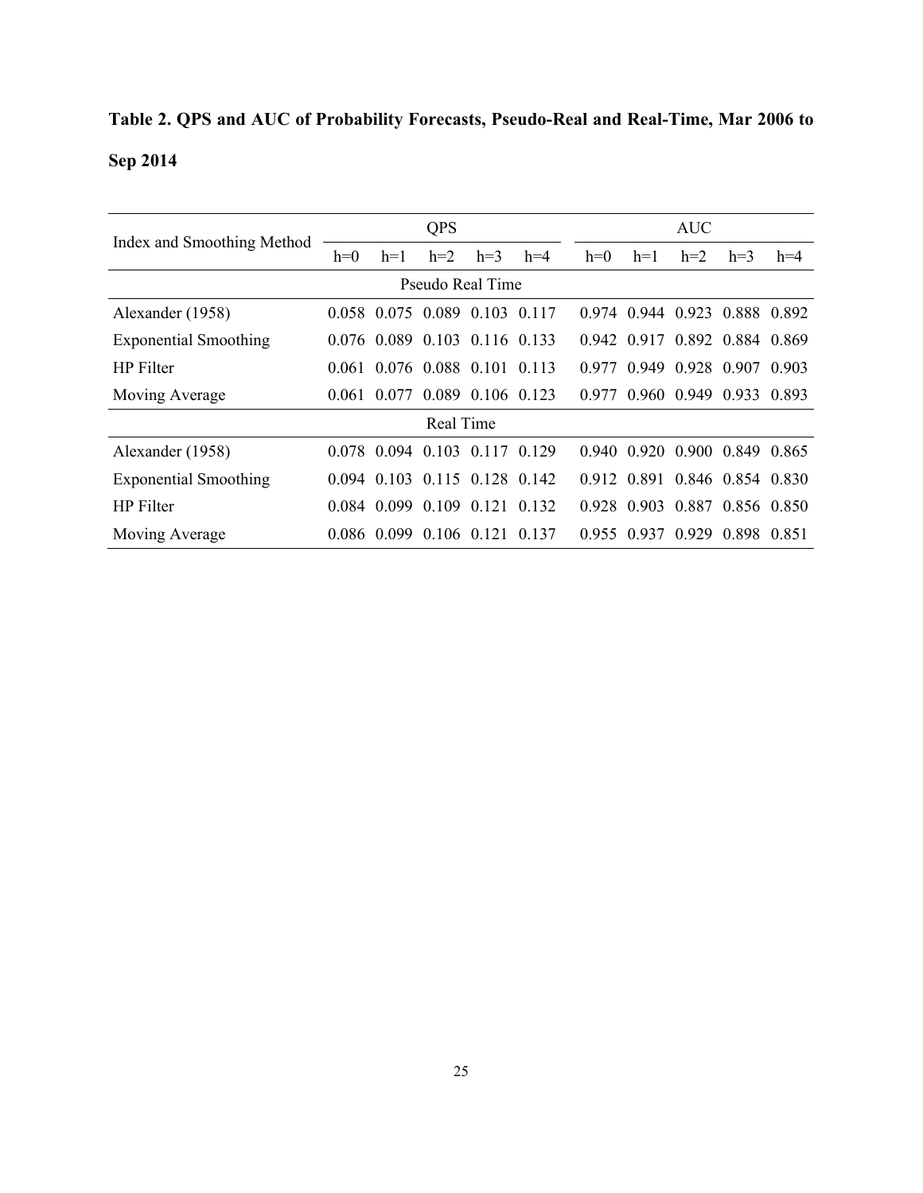**Table 2. QPS and AUC of Probability Forecasts, Pseudo-Real and Real-Time, Mar 2006 to Sep 2014**

| Index and Smoothing Method | QPS | | | | | AUC | | | | |
|---|---|---|---|---|---|---|---|---|---|---|
| | h=0 | h=1 | h=2 | h=3 | h=4 | h=0 | h=1 | h=2 | h=3 | h=4 |
| Pseudo Real Time | | | | | | | | | | |
| Alexander (1958) | 0.058 | 0.075 | 0.089 | 0.103 | 0.117 | 0.974 | 0.944 | 0.923 | 0.888 | 0.892 |
| Exponential Smoothing | 0.076 | 0.089 | 0.103 | 0.116 | 0.133 | 0.942 | 0.917 | 0.892 | 0.884 | 0.869 |
| HP Filter | 0.061 | 0.076 | 0.088 | 0.101 | 0.113 | 0.977 | 0.949 | 0.928 | 0.907 | 0.903 |
| Moving Average | 0.061 | 0.077 | 0.089 | 0.106 | 0.123 | 0.977 | 0.960 | 0.949 | 0.933 | 0.893 |
| Real Time | | | | | | | | | | |
| Alexander (1958) | 0.078 | 0.094 | 0.103 | 0.117 | 0.129 | 0.940 | 0.920 | 0.900 | 0.849 | 0.865 |
| Exponential Smoothing | 0.094 | 0.103 | 0.115 | 0.128 | 0.142 | 0.912 | 0.891 | 0.846 | 0.854 | 0.830 |
| HP Filter | 0.084 | 0.099 | 0.109 | 0.121 | 0.132 | 0.928 | 0.903 | 0.887 | 0.856 | 0.850 |
| Moving Average | 0.086 | 0.099 | 0.106 | 0.121 | 0.137 | 0.955 | 0.937 | 0.929 | 0.898 | 0.851 |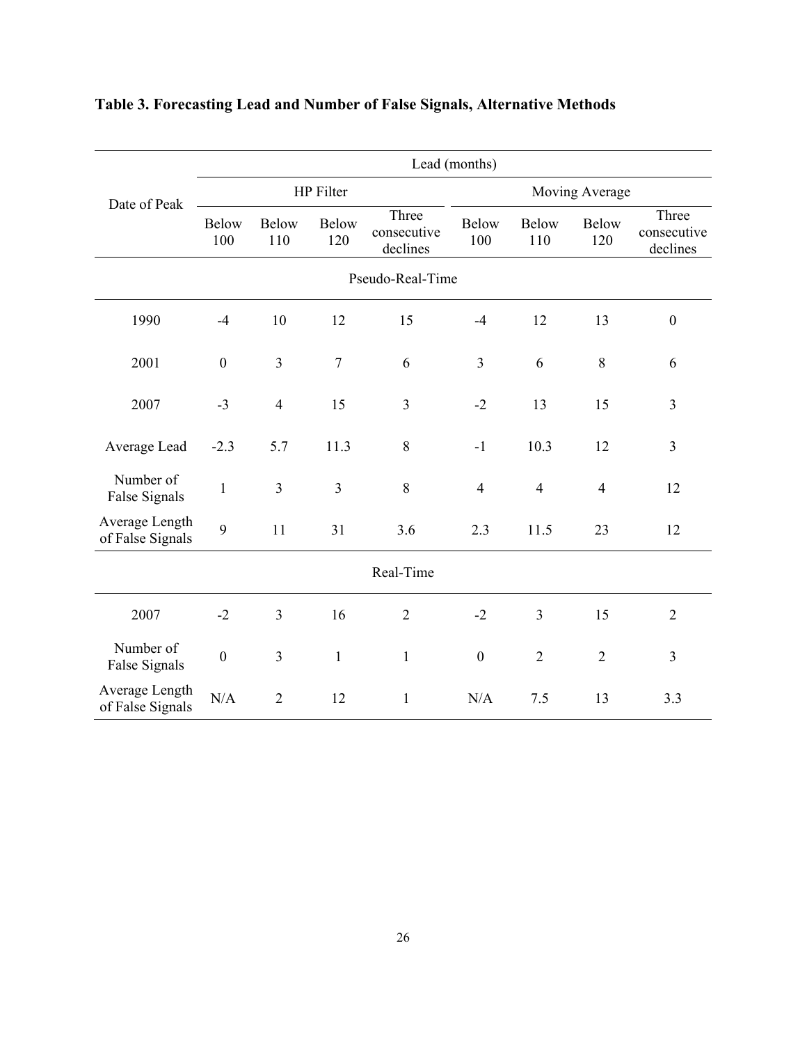**Table 3. Forecasting Lead and Number of False Signals, Alternative Methods**

| Date of Peak | Lead (months) | | | | | | | |
|---|---|---|---|---|---|---|---|---|
| | HP Filter | | | | Moving Average | | | |
| | Below 100 | Below 110 | Below 120 | Three consecutive declines | Below 100 | Below 110 | Below 120 | Three consecutive declines |
| Pseudo-Real-Time | | | | | | | | |
| 1990 | -4 | 10 | 12 | 15 | -4 | 12 | 13 | 0 |
| 2001 | 0 | 3 | 7 | 6 | 3 | 6 | 8 | 6 |
| 2007 | -3 | 4 | 15 | 3 | -2 | 13 | 15 | 3 |
| Average Lead | -2.3 | 5.7 | 11.3 | 8 | -1 | 10.3 | 12 | 3 |
| Number of False Signals | 1 | 3 | 3 | 8 | 4 | 4 | 4 | 12 |
| Average Length of False Signals | 9 | 11 | 31 | 3.6 | 2.3 | 11.5 | 23 | 12 |
| Real-Time | | | | | | | | |
| 2007 | -2 | 3 | 16 | 2 | -2 | 3 | 15 | 2 |
| Number of False Signals | 0 | 3 | 1 | 1 | 0 | 2 | 2 | 3 |
| Average Length of False Signals | N/A | 2 | 12 | 1 | N/A | 7.5 | 13 | 3.3 |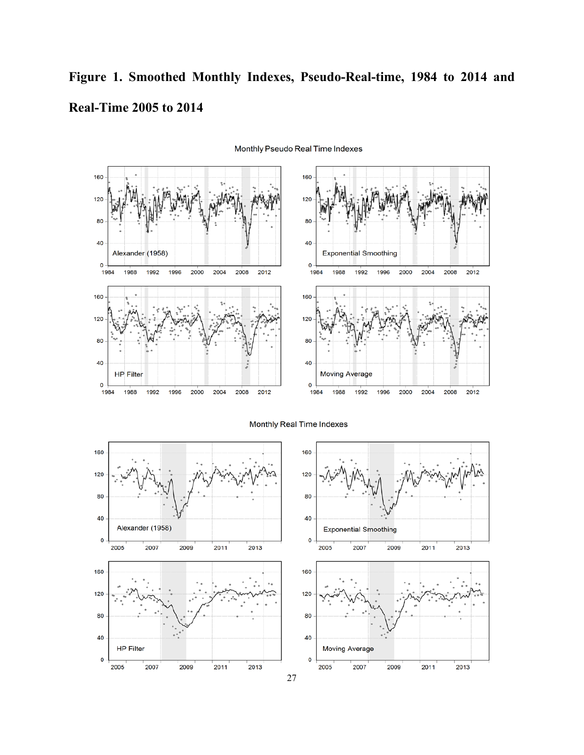# Figure 1. Smoothed Monthly Indexes, Pseudo-Real-time, 1984 to 2014 and Real-Time 2005 to 2014

Monthly Pseudo Real Time Indexes

Monthly Real Time Indexes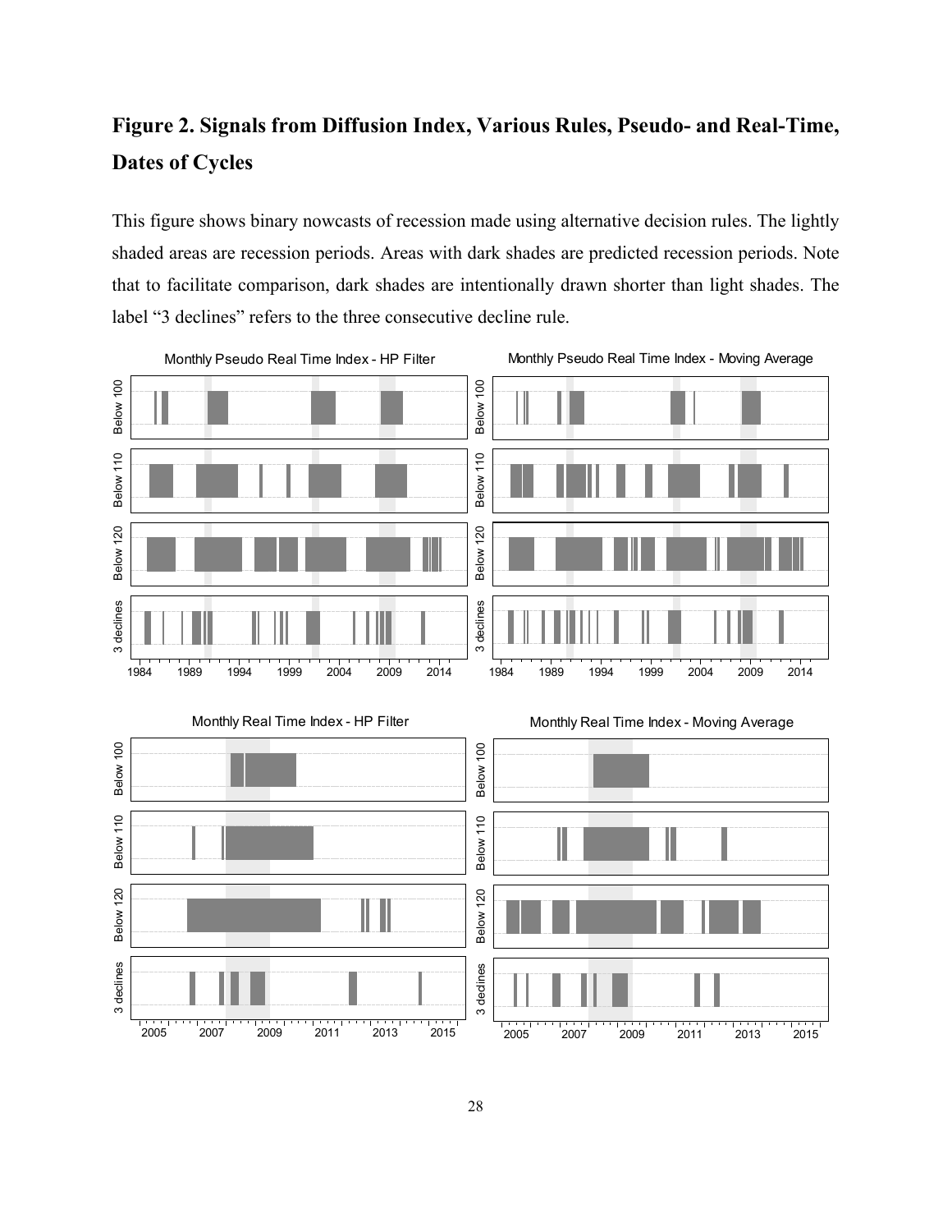## Figure 2. Signals from Diffusion Index, Various Rules, Pseudo- and Real-Time, Dates of Cycles

This figure shows binary nowcasts of recession made using alternative decision rules. The lightly shaded areas are recession periods. Areas with dark shades are predicted recession periods. Note that to facilitate comparison, dark shades are intentionally drawn shorter than light shades. The label "3 declines" refers to the three consecutive decline rule.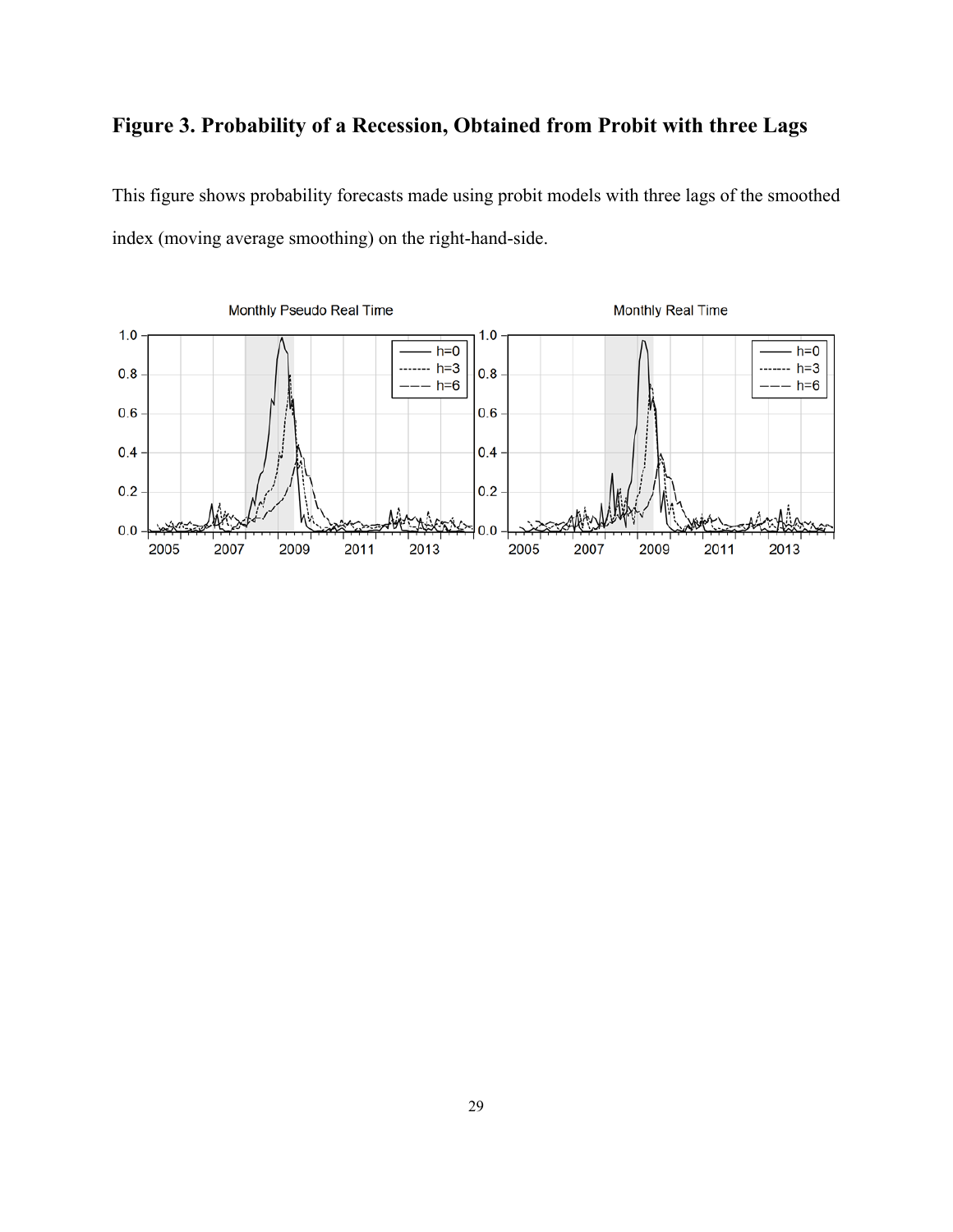## Figure 3. Probability of a Recession, Obtained from Probit with three Lags

This figure shows probability forecasts made using probit models with three lags of the smoothed index (moving average smoothing) on the right-hand-side.

Monthly Pseudo Real Time

1.0
0.8
0.6
0.4
0.2
0.0

2005 2007 2009 2011 2013

h=0
h=3
h=6

Monthly Real Time

1.0
0.8
0.6
0.4
0.2
0.0

2005 2007 2009 2011 2013

h=0
h=3
h=6